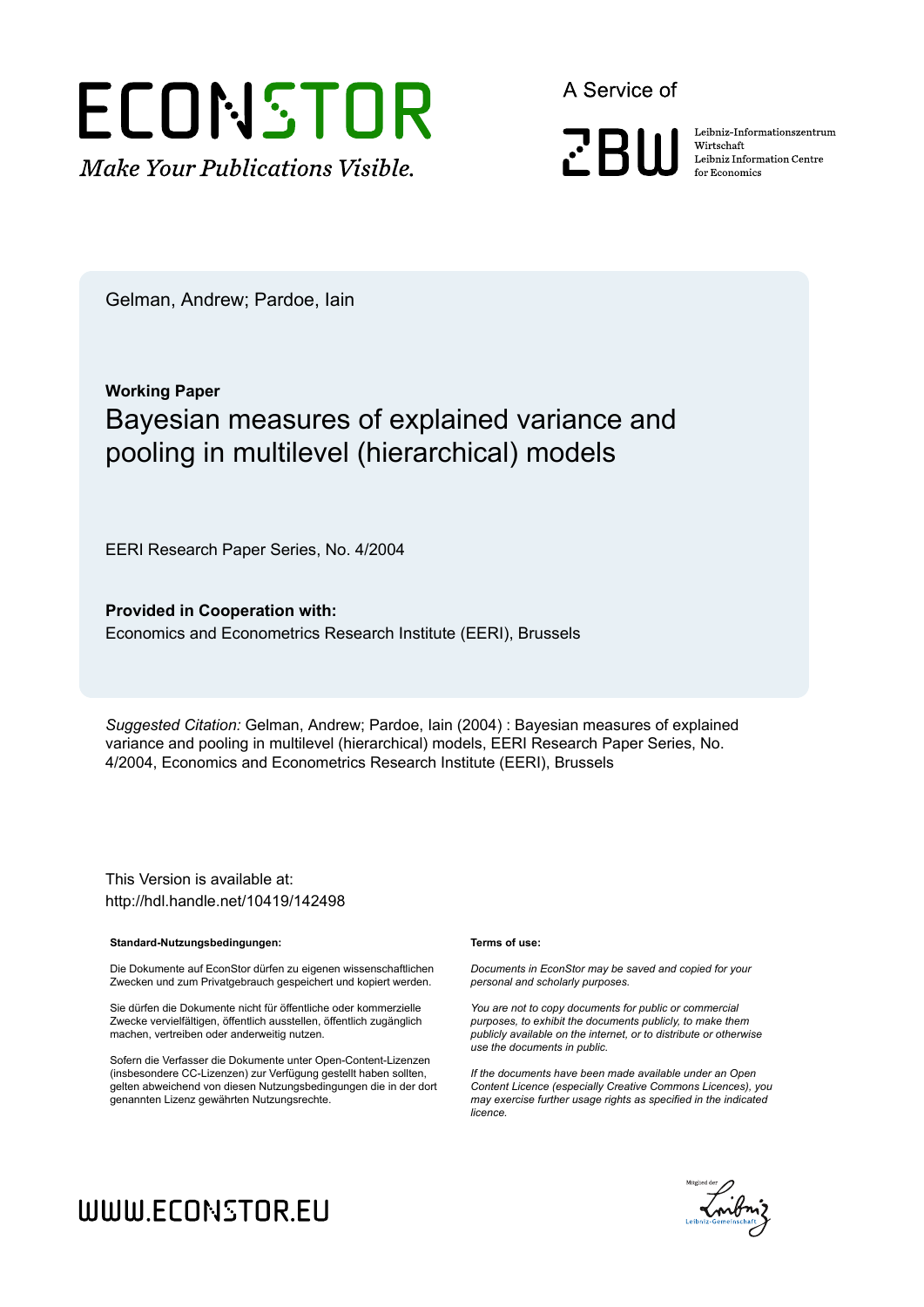ECONSTOR

*Make Your Publications Visible.*

A Service of

ZBW

Leibniz-Informationszentrum Wirtschaft
Leibniz Information Centre for Economics

Gelman, Andrew; Pardoe, Iain

**Working Paper**

# Bayesian measures of explained variance and pooling in multilevel (hierarchical) models

EERI Research Paper Series, No. 4/2004

**Provided in Cooperation with:**
Economics and Econometrics Research Institute (EERI), Brussels

*Suggested Citation:* Gelman, Andrew; Pardoe, Iain (2004) : Bayesian measures of explained variance and pooling in multilevel (hierarchical) models, EERI Research Paper Series, No. 4/2004, Economics and Econometrics Research Institute (EERI), Brussels

This Version is available at:
http://hdl.handle.net/10419/142498

**Standard-Nutzungsbedingungen:**

Die Dokumente auf EconStor dürfen zu eigenen wissenschaftlichen Zwecken und zum Privatgebrauch gespeichert und kopiert werden.

Sie dürfen die Dokumente nicht für öffentliche oder kommerzielle Zwecke vervielfältigen, öffentlich ausstellen, öffentlich zugänglich machen, vertreiben oder anderweitig nutzen.

Sofern die Verfasser die Dokumente unter Open-Content-Lizenzen (insbesondere CC-Lizenzen) zur Verfügung gestellt haben sollten, gelten abweichend von diesen Nutzungsbedingungen die in der dort genannten Lizenz gewährten Nutzungsrechte.

**Terms of use:**

*Documents in EconStor may be saved and copied for your personal and scholarly purposes.*

*You are not to copy documents for public or commercial purposes, to exhibit the documents publicly, to make them publicly available on the internet, or to distribute or otherwise use the documents in public.*

*If the documents have been made available under an Open Content Licence (especially Creative Commons Licences), you may exercise further usage rights as specified in the indicated licence.*

WWW.ECONSTOR.EU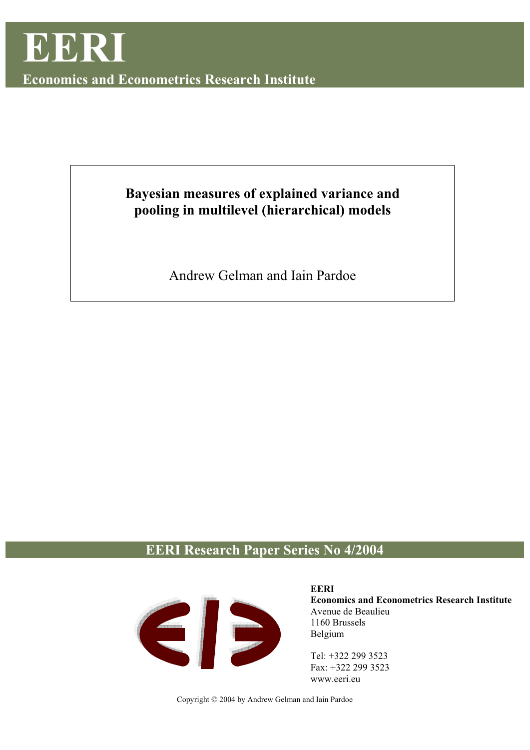# EERI

**Economics and Econometrics Research Institute**

**Bayesian measures of explained variance and pooling in multilevel (hierarchical) models**

Andrew Gelman and Iain Pardoe

## EERI Research Paper Series No 4/2004

**EERI**
**Economics and Econometrics Research Institute**
Avenue de Beaulieu
1160 Brussels
Belgium

Tel: +322 299 3523
Fax: +322 299 3523
www.eeri.eu

Copyright © 2004 by Andrew Gelman and Iain Pardoe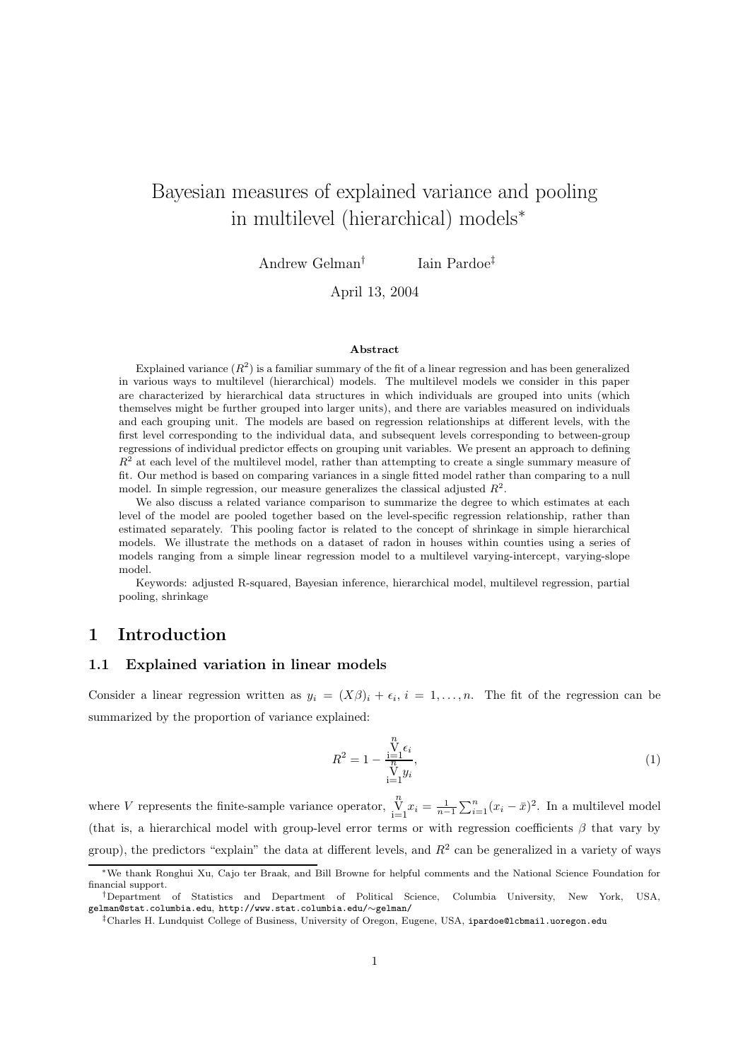# Bayesian measures of explained variance and pooling in multilevel (hierarchical) models*

Andrew Gelman[†] Iain Pardoe[‡]

April 13, 2004

### Abstract

Explained variance ($R^2$) is a familiar summary of the fit of a linear regression and has been generalized in various ways to multilevel (hierarchical) models. The multilevel models we consider in this paper are characterized by hierarchical data structures in which individuals are grouped into units (which themselves might be further grouped into larger units), and there are variables measured on individuals and each grouping unit. The models are based on regression relationships at different levels, with the first level corresponding to the individual data, and subsequent levels corresponding to between-group regressions of individual predictor effects on grouping unit variables. We present an approach to defining $R^2$ at each level of the multilevel model, rather than attempting to create a single summary measure of fit. Our method is based on comparing variances in a single fitted model rather than comparing to a null model. In simple regression, our measure generalizes the classical adjusted $R^2$.

We also discuss a related variance comparison to summarize the degree to which estimates at each level of the model are pooled together based on the level-specific regression relationship, rather than estimated separately. This pooling factor is related to the concept of shrinkage in simple hierarchical models. We illustrate the methods on a dataset of radon in houses within counties using a series of models ranging from a simple linear regression model to a multilevel varying-intercept, varying-slope model.

Keywords: adjusted R-squared, Bayesian inference, hierarchical model, multilevel regression, partial pooling, shrinkage

## 1 Introduction

### 1.1 Explained variation in linear models

Consider a linear regression written as $y_i = (X\beta)_i + \epsilon_i$, $i = 1, \ldots, n$. The fit of the regression can be summarized by the proportion of variance explained:

$$R^2 = 1 - \frac{\underset{i=1}{\overset{n}{\mathrm{V}}} \epsilon_i}{\underset{i=1}{\overset{n}{\mathrm{V}}} y_i}, \tag{1}$$

where $V$ represents the finite-sample variance operator, $\underset{i=1}{\overset{n}{\mathrm{V}}} x_i = \frac{1}{n-1}\sum_{i=1}^{n}(x_i - \bar{x})^2$. In a multilevel model (that is, a hierarchical model with group-level error terms or with regression coefficients $\beta$ that vary by group), the predictors "explain" the data at different levels, and $R^2$ can be generalized in a variety of ways

---

*We thank Ronghui Xu, Cajo ter Braak, and Bill Browne for helpful comments and the National Science Foundation for financial support.

†Department of Statistics and Department of Political Science, Columbia University, New York, USA, gelman@stat.columbia.edu, http://www.stat.columbia.edu/∼gelman/

‡Charles H. Lundquist College of Business, University of Oregon, Eugene, USA, ipardoe@lcbmail.uoregon.edu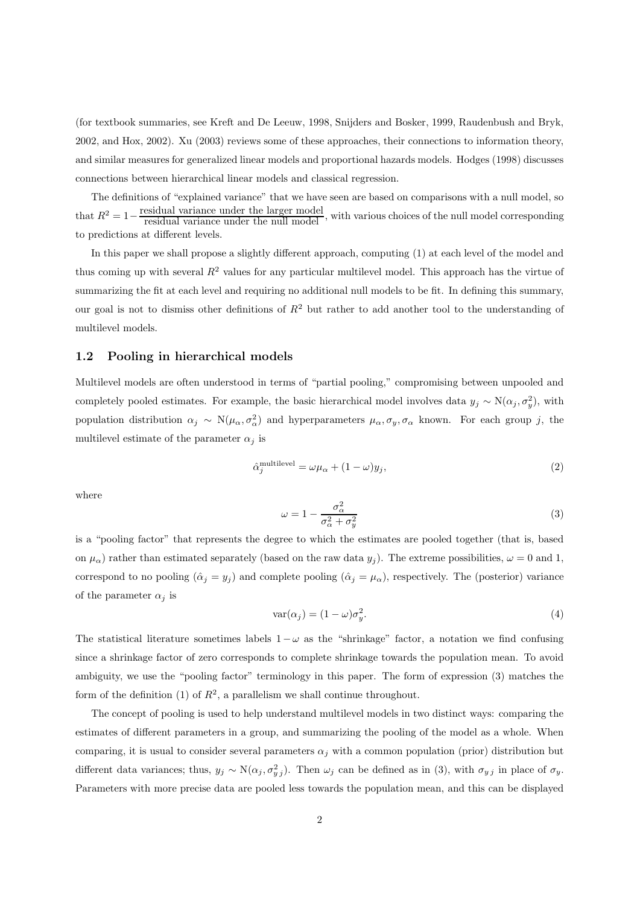(for textbook summaries, see Kreft and De Leeuw, 1998, Snijders and Bosker, 1999, Raudenbush and Bryk, 2002, and Hox, 2002). Xu (2003) reviews some of these approaches, their connections to information theory, and similar measures for generalized linear models and proportional hazards models. Hodges (1998) discusses connections between hierarchical linear models and classical regression.

The definitions of "explained variance" that we have seen are based on comparisons with a null model, so that $R^2 = 1 - \frac{\text{residual variance under the larger model}}{\text{residual variance under the null model}}$, with various choices of the null model corresponding to predictions at different levels.

In this paper we shall propose a slightly different approach, computing (1) at each level of the model and thus coming up with several $R^2$ values for any particular multilevel model. This approach has the virtue of summarizing the fit at each level and requiring no additional null models to be fit. In defining this summary, our goal is not to dismiss other definitions of $R^2$ but rather to add another tool to the understanding of multilevel models.

### 1.2 Pooling in hierarchical models

Multilevel models are often understood in terms of "partial pooling," compromising between unpooled and completely pooled estimates. For example, the basic hierarchical model involves data $y_j \sim \mathrm{N}(\alpha_j, \sigma_y^2)$, with population distribution $\alpha_j \sim \mathrm{N}(\mu_\alpha, \sigma_\alpha^2)$ and hyperparameters $\mu_\alpha, \sigma_y, \sigma_\alpha$ known. For each group $j$, the multilevel estimate of the parameter $\alpha_j$ is

$$\hat{\alpha}_j^{\text{multilevel}} = \omega \mu_\alpha + (1 - \omega) y_j, \tag{2}$$

where

$$\omega = 1 - \frac{\sigma_\alpha^2}{\sigma_\alpha^2 + \sigma_y^2} \tag{3}$$

is a "pooling factor" that represents the degree to which the estimates are pooled together (that is, based on $\mu_\alpha$) rather than estimated separately (based on the raw data $y_j$). The extreme possibilities, $\omega = 0$ and 1, correspond to no pooling ($\hat{\alpha}_j = y_j$) and complete pooling ($\hat{\alpha}_j = \mu_\alpha$), respectively. The (posterior) variance of the parameter $\alpha_j$ is

$$\mathrm{var}(\alpha_j) = (1 - \omega)\sigma_y^2. \tag{4}$$

The statistical literature sometimes labels $1 - \omega$ as the "shrinkage" factor, a notation we find confusing since a shrinkage factor of zero corresponds to complete shrinkage towards the population mean. To avoid ambiguity, we use the "pooling factor" terminology in this paper. The form of expression (3) matches the form of the definition (1) of $R^2$, a parallelism we shall continue throughout.

The concept of pooling is used to help understand multilevel models in two distinct ways: comparing the estimates of different parameters in a group, and summarizing the pooling of the model as a whole. When comparing, it is usual to consider several parameters $\alpha_j$ with a common population (prior) distribution but different data variances; thus, $y_j \sim \mathrm{N}(\alpha_j, \sigma_{y\,j}^2)$. Then $\omega_j$ can be defined as in (3), with $\sigma_{y\,j}$ in place of $\sigma_y$. Parameters with more precise data are pooled less towards the population mean, and this can be displayed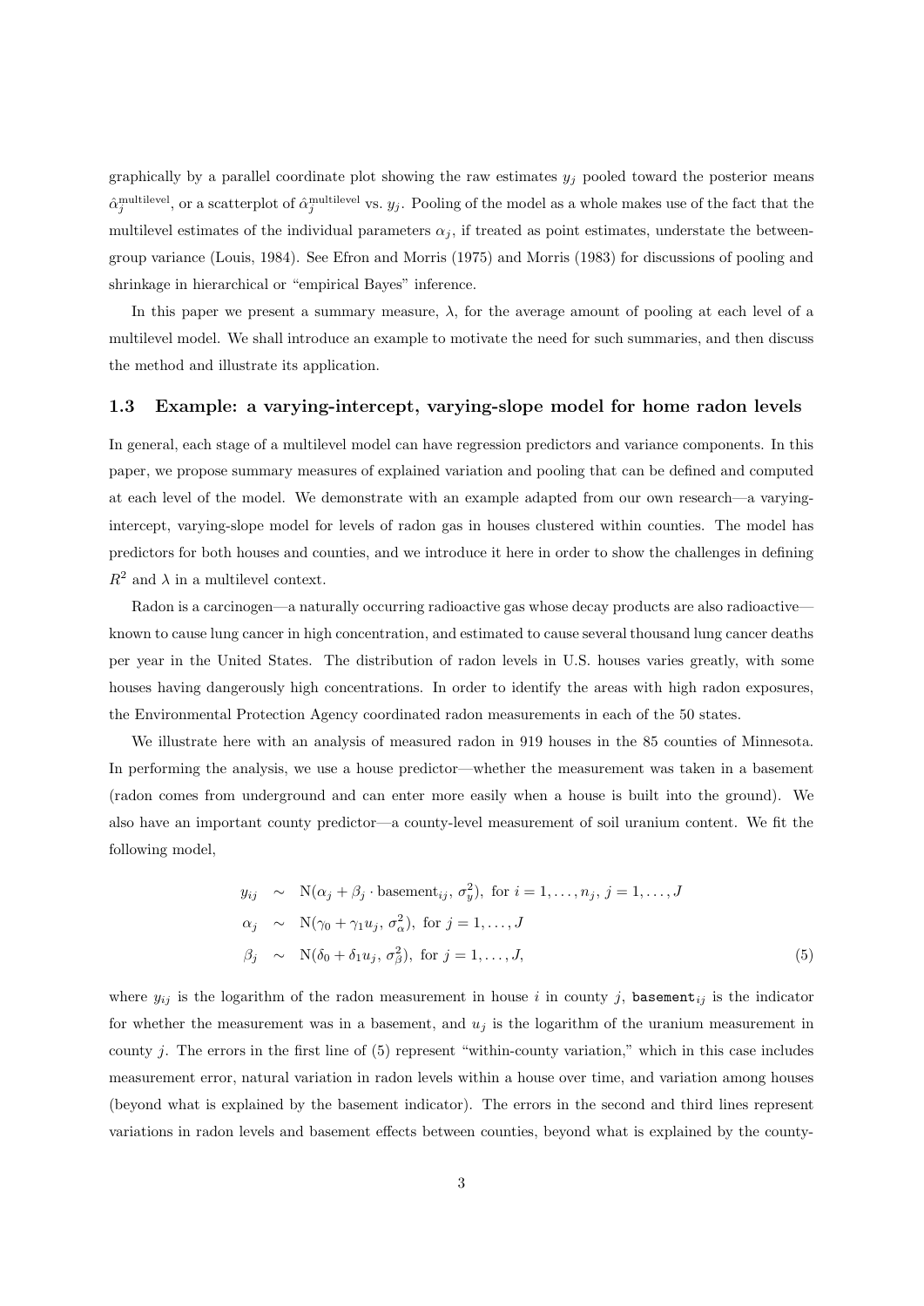graphically by a parallel coordinate plot showing the raw estimates $y_j$ pooled toward the posterior means $\hat{\alpha}_j^{\text{multilevel}}$, or a scatterplot of $\hat{\alpha}_j^{\text{multilevel}}$ vs. $y_j$. Pooling of the model as a whole makes use of the fact that the multilevel estimates of the individual parameters $\alpha_j$, if treated as point estimates, understate the between-group variance (Louis, 1984). See Efron and Morris (1975) and Morris (1983) for discussions of pooling and shrinkage in hierarchical or "empirical Bayes" inference.

In this paper we present a summary measure, $\lambda$, for the average amount of pooling at each level of a multilevel model. We shall introduce an example to motivate the need for such summaries, and then discuss the method and illustrate its application.

### 1.3 Example: a varying-intercept, varying-slope model for home radon levels

In general, each stage of a multilevel model can have regression predictors and variance components. In this paper, we propose summary measures of explained variation and pooling that can be defined and computed at each level of the model. We demonstrate with an example adapted from our own research—a varying-intercept, varying-slope model for levels of radon gas in houses clustered within counties. The model has predictors for both houses and counties, and we introduce it here in order to show the challenges in defining $R^2$ and $\lambda$ in a multilevel context.

Radon is a carcinogen—a naturally occurring radioactive gas whose decay products are also radioactive—known to cause lung cancer in high concentration, and estimated to cause several thousand lung cancer deaths per year in the United States. The distribution of radon levels in U.S. houses varies greatly, with some houses having dangerously high concentrations. In order to identify the areas with high radon exposures, the Environmental Protection Agency coordinated radon measurements in each of the 50 states.

We illustrate here with an analysis of measured radon in 919 houses in the 85 counties of Minnesota. In performing the analysis, we use a house predictor—whether the measurement was taken in a basement (radon comes from underground and can enter more easily when a house is built into the ground). We also have an important county predictor—a county-level measurement of soil uranium content. We fit the following model,

$$
\begin{aligned}
y_{ij} &\sim \mathrm{N}(\alpha_j + \beta_j \cdot \text{basement}_{ij},\, \sigma_y^2), \text{ for } i = 1, \ldots, n_j,\, j = 1, \ldots, J \\
\alpha_j &\sim \mathrm{N}(\gamma_0 + \gamma_1 u_j,\, \sigma_\alpha^2), \text{ for } j = 1, \ldots, J \\
\beta_j &\sim \mathrm{N}(\delta_0 + \delta_1 u_j,\, \sigma_\beta^2), \text{ for } j = 1, \ldots, J,
\end{aligned}
\tag{5}
$$

where $y_{ij}$ is the logarithm of the radon measurement in house $i$ in county $j$, `basement`$_{ij}$ is the indicator for whether the measurement was in a basement, and $u_j$ is the logarithm of the uranium measurement in county $j$. The errors in the first line of (5) represent "within-county variation," which in this case includes measurement error, natural variation in radon levels within a house over time, and variation among houses (beyond what is explained by the basement indicator). The errors in the second and third lines represent variations in radon levels and basement effects between counties, beyond what is explained by the county-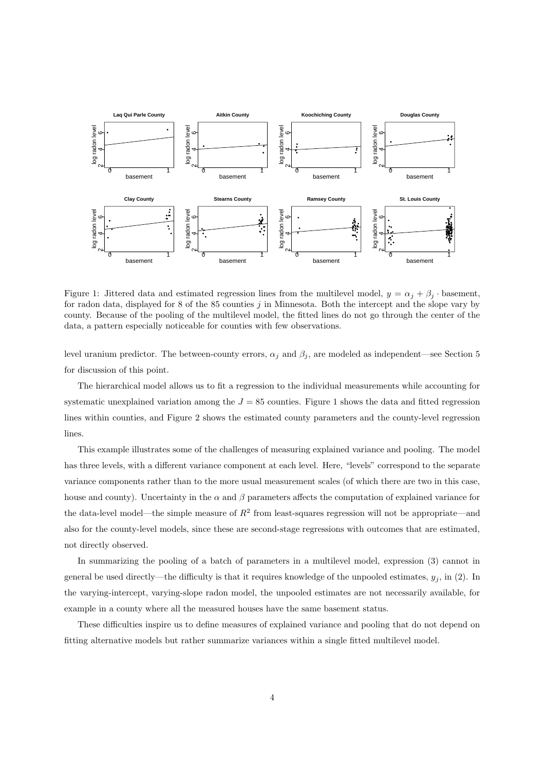Figure 1: Jittered data and estimated regression lines from the multilevel model, $y = \alpha_j + \beta_j \cdot \text{basement}$, for radon data, displayed for 8 of the 85 counties $j$ in Minnesota. Both the intercept and the slope vary by county. Because of the pooling of the multilevel model, the fitted lines do not go through the center of the data, a pattern especially noticeable for counties with few observations.

level uranium predictor. The between-county errors, $\alpha_j$ and $\beta_j$, are modeled as independent—see Section 5 for discussion of this point.

The hierarchical model allows us to fit a regression to the individual measurements while accounting for systematic unexplained variation among the $J = 85$ counties. Figure 1 shows the data and fitted regression lines within counties, and Figure 2 shows the estimated county parameters and the county-level regression lines.

This example illustrates some of the challenges of measuring explained variance and pooling. The model has three levels, with a different variance component at each level. Here, "levels" correspond to the separate variance components rather than to the more usual measurement scales (of which there are two in this case, house and county). Uncertainty in the $\alpha$ and $\beta$ parameters affects the computation of explained variance for the data-level model—the simple measure of $R^2$ from least-squares regression will not be appropriate—and also for the county-level models, since these are second-stage regressions with outcomes that are estimated, not directly observed.

In summarizing the pooling of a batch of parameters in a multilevel model, expression (3) cannot in general be used directly—the difficulty is that it requires knowledge of the unpooled estimates, $y_j$, in (2). In the varying-intercept, varying-slope radon model, the unpooled estimates are not necessarily available, for example in a county where all the measured houses have the same basement status.

These difficulties inspire us to define measures of explained variance and pooling that do not depend on fitting alternative models but rather summarize variances within a single fitted multilevel model.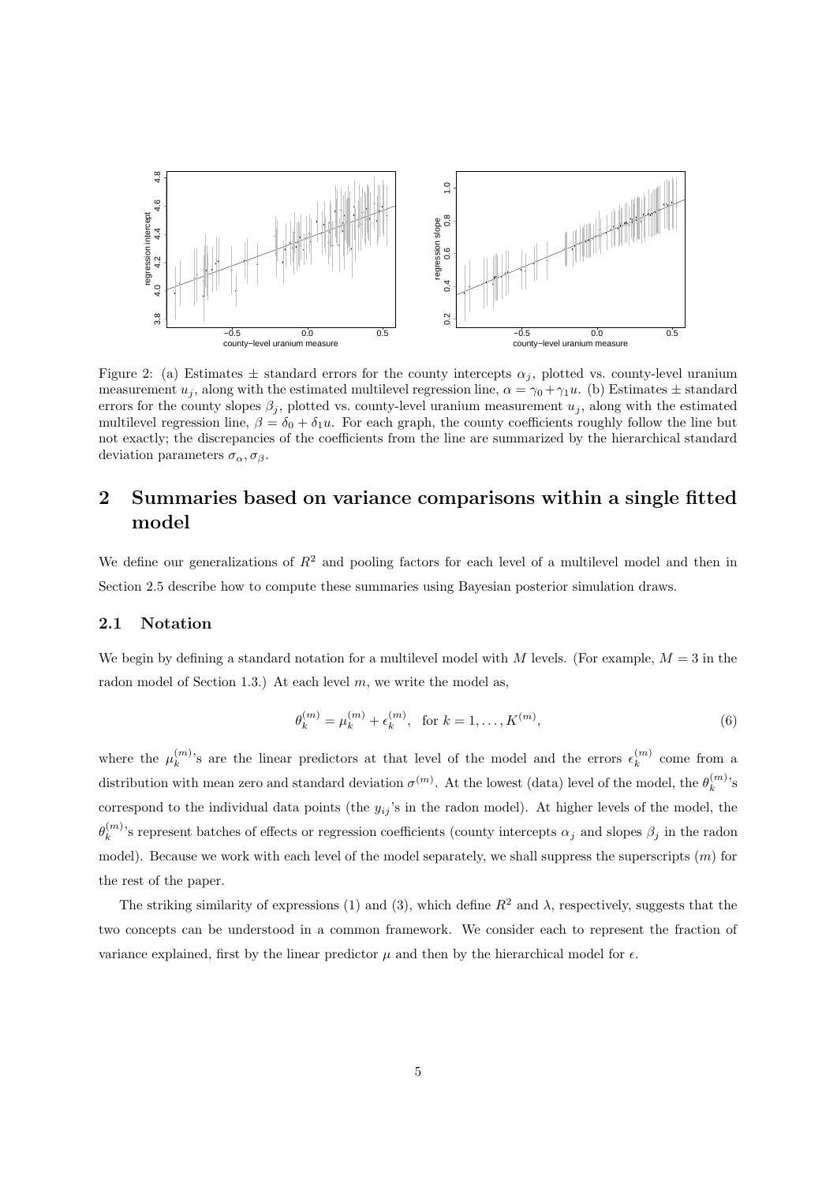Figure 2: (a) Estimates ± standard errors for the county intercepts $\alpha_j$, plotted vs. county-level uranium measurement $u_j$, along with the estimated multilevel regression line, $\alpha = \gamma_0 + \gamma_1 u$. (b) Estimates ± standard errors for the county slopes $\beta_j$, plotted vs. county-level uranium measurement $u_j$, along with the estimated multilevel regression line, $\beta = \delta_0 + \delta_1 u$. For each graph, the county coefficients roughly follow the line but not exactly; the discrepancies of the coefficients from the line are summarized by the hierarchical standard deviation parameters $\sigma_\alpha, \sigma_\beta$.

## 2 Summaries based on variance comparisons within a single fitted model

We define our generalizations of $R^2$ and pooling factors for each level of a multilevel model and then in Section 2.5 describe how to compute these summaries using Bayesian posterior simulation draws.

### 2.1 Notation

We begin by defining a standard notation for a multilevel model with $M$ levels. (For example, $M = 3$ in the radon model of Section 1.3.) At each level $m$, we write the model as,

$$\theta_k^{(m)} = \mu_k^{(m)} + \epsilon_k^{(m)}, \quad \text{for } k = 1, \ldots, K^{(m)}, \tag{6}$$

where the $\mu_k^{(m)}$'s are the linear predictors at that level of the model and the errors $\epsilon_k^{(m)}$ come from a distribution with mean zero and standard deviation $\sigma^{(m)}$. At the lowest (data) level of the model, the $\theta_k^{(m)}$'s correspond to the individual data points (the $y_{ij}$'s in the radon model). At higher levels of the model, the $\theta_k^{(m)}$'s represent batches of effects or regression coefficients (county intercepts $\alpha_j$ and slopes $\beta_j$ in the radon model). Because we work with each level of the model separately, we shall suppress the superscripts $(m)$ for the rest of the paper.

The striking similarity of expressions (1) and (3), which define $R^2$ and $\lambda$, respectively, suggests that the two concepts can be understood in a common framework. We consider each to represent the fraction of variance explained, first by the linear predictor $\mu$ and then by the hierarchical model for $\epsilon$.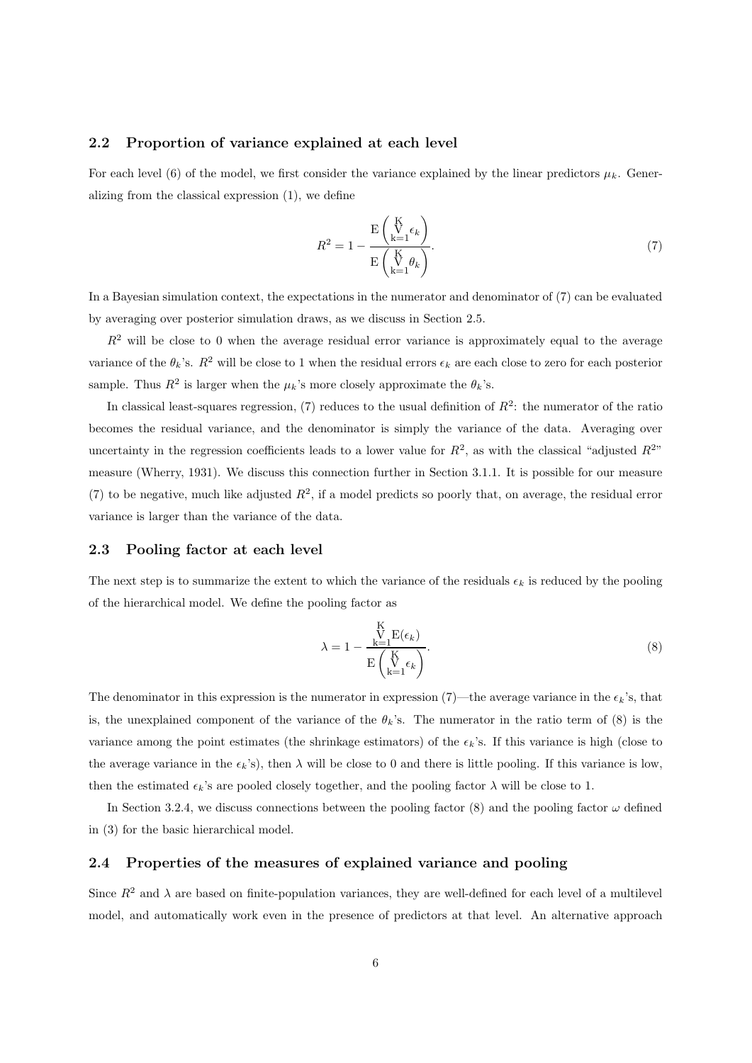### 2.2 Proportion of variance explained at each level

For each level (6) of the model, we first consider the variance explained by the linear predictors $\mu_k$. Generalizing from the classical expression (1), we define

$$R^2 = 1 - \frac{\mathrm{E}\left(\underset{k=1}{\overset{K}{\mathrm{V}}} \epsilon_k\right)}{\mathrm{E}\left(\underset{k=1}{\overset{K}{\mathrm{V}}} \theta_k\right)}. \tag{7}$$

In a Bayesian simulation context, the expectations in the numerator and denominator of (7) can be evaluated by averaging over posterior simulation draws, as we discuss in Section 2.5.

$R^2$ will be close to 0 when the average residual error variance is approximately equal to the average variance of the $\theta_k$'s. $R^2$ will be close to 1 when the residual errors $\epsilon_k$ are each close to zero for each posterior sample. Thus $R^2$ is larger when the $\mu_k$'s more closely approximate the $\theta_k$'s.

In classical least-squares regression, (7) reduces to the usual definition of $R^2$: the numerator of the ratio becomes the residual variance, and the denominator is simply the variance of the data. Averaging over uncertainty in the regression coefficients leads to a lower value for $R^2$, as with the classical "adjusted $R^2$" measure (Wherry, 1931). We discuss this connection further in Section 3.1.1. It is possible for our measure (7) to be negative, much like adjusted $R^2$, if a model predicts so poorly that, on average, the residual error variance is larger than the variance of the data.

### 2.3 Pooling factor at each level

The next step is to summarize the extent to which the variance of the residuals $\epsilon_k$ is reduced by the pooling of the hierarchical model. We define the pooling factor as

$$\lambda = 1 - \frac{\underset{k=1}{\overset{K}{\mathrm{V}}} \mathrm{E}(\epsilon_k)}{\mathrm{E}\left(\underset{k=1}{\overset{K}{\mathrm{V}}} \epsilon_k\right)}. \tag{8}$$

The denominator in this expression is the numerator in expression (7)—the average variance in the $\epsilon_k$'s, that is, the unexplained component of the variance of the $\theta_k$'s. The numerator in the ratio term of (8) is the variance among the point estimates (the shrinkage estimators) of the $\epsilon_k$'s. If this variance is high (close to the average variance in the $\epsilon_k$'s), then $\lambda$ will be close to 0 and there is little pooling. If this variance is low, then the estimated $\epsilon_k$'s are pooled closely together, and the pooling factor $\lambda$ will be close to 1.

In Section 3.2.4, we discuss connections between the pooling factor (8) and the pooling factor $\omega$ defined in (3) for the basic hierarchical model.

### 2.4 Properties of the measures of explained variance and pooling

Since $R^2$ and $\lambda$ are based on finite-population variances, they are well-defined for each level of a multilevel model, and automatically work even in the presence of predictors at that level. An alternative approach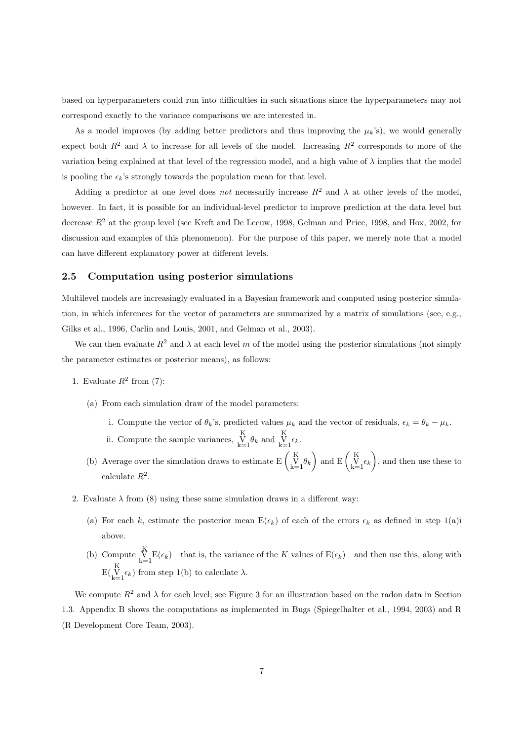based on hyperparameters could run into difficulties in such situations since the hyperparameters may not correspond exactly to the variance comparisons we are interested in.

As a model improves (by adding better predictors and thus improving the $\mu_k$'s), we would generally expect both $R^2$ and $\lambda$ to increase for all levels of the model. Increasing $R^2$ corresponds to more of the variation being explained at that level of the regression model, and a high value of $\lambda$ implies that the model is pooling the $\epsilon_k$'s strongly towards the population mean for that level.

Adding a predictor at one level does *not* necessarily increase $R^2$ and $\lambda$ at other levels of the model, however. In fact, it is possible for an individual-level predictor to improve prediction at the data level but decrease $R^2$ at the group level (see Kreft and De Leeuw, 1998, Gelman and Price, 1998, and Hox, 2002, for discussion and examples of this phenomenon). For the purpose of this paper, we merely note that a model can have different explanatory power at different levels.

### 2.5 Computation using posterior simulations

Multilevel models are increasingly evaluated in a Bayesian framework and computed using posterior simulation, in which inferences for the vector of parameters are summarized by a matrix of simulations (see, e.g., Gilks et al., 1996, Carlin and Louis, 2001, and Gelman et al., 2003).

We can then evaluate $R^2$ and $\lambda$ at each level $m$ of the model using the posterior simulations (not simply the parameter estimates or posterior means), as follows:

1. Evaluate $R^2$ from (7):
   (a) From each simulation draw of the model parameters:
      i. Compute the vector of $\theta_k$'s, predicted values $\mu_k$ and the vector of residuals, $\epsilon_k = \theta_k - \mu_k$.
      ii. Compute the sample variances, $\underset{k=1}{\overset{K}{\mathrm{V}}}\theta_k$ and $\underset{k=1}{\overset{K}{\mathrm{V}}}\epsilon_k$.

   (b) Average over the simulation draws to estimate $\mathrm{E}\left(\underset{k=1}{\overset{K}{\mathrm{V}}}\theta_k\right)$ and $\mathrm{E}\left(\underset{k=1}{\overset{K}{\mathrm{V}}}\epsilon_k\right)$, and then use these to calculate $R^2$.

2. Evaluate $\lambda$ from (8) using these same simulation draws in a different way:
   (a) For each $k$, estimate the posterior mean $\mathrm{E}(\epsilon_k)$ of each of the errors $\epsilon_k$ as defined in step 1(a)i above.
   (b) Compute $\underset{k=1}{\overset{K}{\mathrm{V}}}\mathrm{E}(\epsilon_k)$—that is, the variance of the $K$ values of $\mathrm{E}(\epsilon_k)$—and then use this, along with $\mathrm{E}(\underset{k=1}{\overset{K}{\mathrm{V}}}\epsilon_k)$ from step 1(b) to calculate $\lambda$.

We compute $R^2$ and $\lambda$ for each level; see Figure 3 for an illustration based on the radon data in Section 1.3. Appendix B shows the computations as implemented in Bugs (Spiegelhalter et al., 1994, 2003) and R (R Development Core Team, 2003).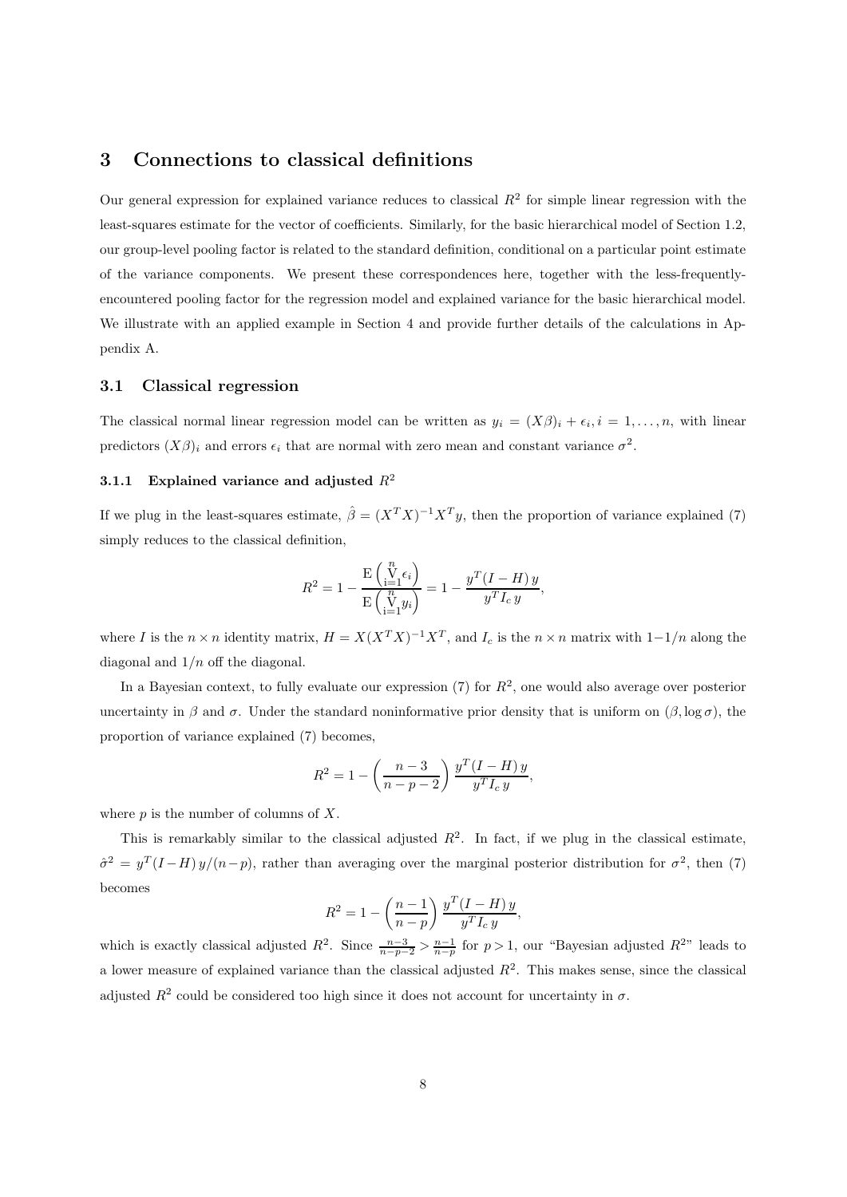## 3 Connections to classical definitions

Our general expression for explained variance reduces to classical $R^2$ for simple linear regression with the least-squares estimate for the vector of coefficients. Similarly, for the basic hierarchical model of Section 1.2, our group-level pooling factor is related to the standard definition, conditional on a particular point estimate of the variance components. We present these correspondences here, together with the less-frequently-encountered pooling factor for the regression model and explained variance for the basic hierarchical model. We illustrate with an applied example in Section 4 and provide further details of the calculations in Appendix A.

### 3.1 Classical regression

The classical normal linear regression model can be written as $y_i = (X\beta)_i + \epsilon_i, i = 1, \ldots, n$, with linear predictors $(X\beta)_i$ and errors $\epsilon_i$ that are normal with zero mean and constant variance $\sigma^2$.

#### 3.1.1 Explained variance and adjusted $R^2$

If we plug in the least-squares estimate, $\hat{\beta} = (X^TX)^{-1}X^Ty$, then the proportion of variance explained (7) simply reduces to the classical definition,

$$R^2 = 1 - \frac{\mathrm{E}\left(\overset{n}{\underset{i=1}{\mathrm{V}}}\epsilon_i\right)}{\mathrm{E}\left(\overset{n}{\underset{i=1}{\mathrm{V}}}y_i\right)} = 1 - \frac{y^T(I-H)\,y}{y^T I_c\, y},$$

where $I$ is the $n \times n$ identity matrix, $H = X(X^TX)^{-1}X^T$, and $I_c$ is the $n \times n$ matrix with $1-1/n$ along the diagonal and $1/n$ off the diagonal.

In a Bayesian context, to fully evaluate our expression (7) for $R^2$, one would also average over posterior uncertainty in $\beta$ and $\sigma$. Under the standard noninformative prior density that is uniform on $(\beta, \log\sigma)$, the proportion of variance explained (7) becomes,

$$R^2 = 1 - \left(\frac{n-3}{n-p-2}\right)\frac{y^T(I-H)\,y}{y^T I_c\, y},$$

where $p$ is the number of columns of $X$.

This is remarkably similar to the classical adjusted $R^2$. In fact, if we plug in the classical estimate, $\hat{\sigma}^2 = y^T(I-H)\,y/(n-p)$, rather than averaging over the marginal posterior distribution for $\sigma^2$, then (7) becomes

$$R^2 = 1 - \left(\frac{n-1}{n-p}\right)\frac{y^T(I-H)\,y}{y^T I_c\, y},$$

which is exactly classical adjusted $R^2$. Since $\frac{n-3}{n-p-2} > \frac{n-1}{n-p}$ for $p > 1$, our "Bayesian adjusted $R^2$" leads to a lower measure of explained variance than the classical adjusted $R^2$. This makes sense, since the classical adjusted $R^2$ could be considered too high since it does not account for uncertainty in $\sigma$.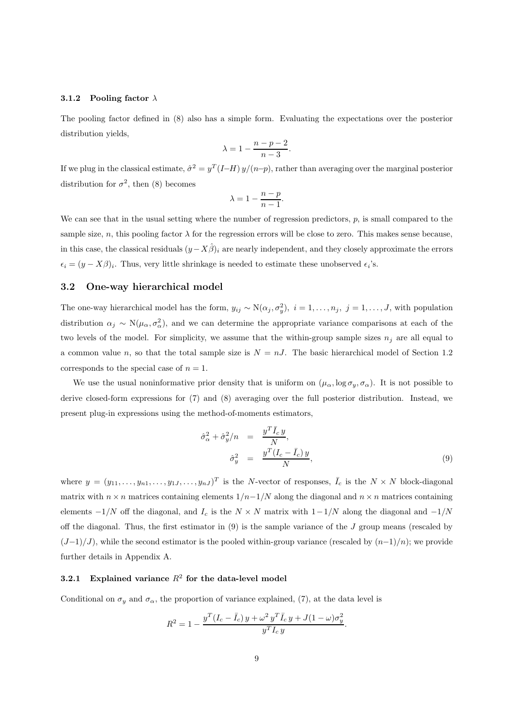#### 3.1.2 Pooling factor $\lambda$

The pooling factor defined in (8) also has a simple form. Evaluating the expectations over the posterior distribution yields,

$$\lambda = 1 - \frac{n-p-2}{n-3}.$$

If we plug in the classical estimate, $\hat{\sigma}^2 = y^T(I-H)\,y/(n-p)$, rather than averaging over the marginal posterior distribution for $\sigma^2$, then (8) becomes

$$\lambda = 1 - \frac{n-p}{n-1}.$$

We can see that in the usual setting where the number of regression predictors, $p$, is small compared to the sample size, $n$, this pooling factor $\lambda$ for the regression errors will be close to zero. This makes sense because, in this case, the classical residuals $(y - X\hat{\beta})_i$ are nearly independent, and they closely approximate the errors $\epsilon_i = (y - X\beta)_i$. Thus, very little shrinkage is needed to estimate these unobserved $\epsilon_i$'s.

### 3.2 One-way hierarchical model

The one-way hierarchical model has the form, $y_{ij} \sim \mathrm{N}(\alpha_j, \sigma_y^2),\ i = 1, \ldots, n_j,\ j = 1, \ldots, J$, with population distribution $\alpha_j \sim \mathrm{N}(\mu_\alpha, \sigma_\alpha^2)$, and we can determine the appropriate variance comparisons at each of the two levels of the model. For simplicity, we assume that the within-group sample sizes $n_j$ are all equal to a common value $n$, so that the total sample size is $N = nJ$. The basic hierarchical model of Section 1.2 corresponds to the special case of $n = 1$.

We use the usual noninformative prior density that is uniform on $(\mu_\alpha, \log\sigma_y, \sigma_\alpha)$. It is not possible to derive closed-form expressions for (7) and (8) averaging over the full posterior distribution. Instead, we present plug-in expressions using the method-of-moments estimators,

$$\begin{aligned} \hat{\sigma}_\alpha^2 + \hat{\sigma}_y^2/n &= \frac{y^T \bar{I}_c\, y}{N}, \\ \hat{\sigma}_y^2 &= \frac{y^T (I_c - \bar{I}_c)\, y}{N}, \end{aligned} \tag{9}$$

where $y = (y_{11}, \ldots, y_{n1}, \ldots, y_{1J}, \ldots, y_{nJ})^T$ is the $N$-vector of responses, $\bar{I}_c$ is the $N \times N$ block-diagonal matrix with $n \times n$ matrices containing elements $1/n - 1/N$ along the diagonal and $n \times n$ matrices containing elements $-1/N$ off the diagonal, and $I_c$ is the $N \times N$ matrix with $1 - 1/N$ along the diagonal and $-1/N$ off the diagonal. Thus, the first estimator in (9) is the sample variance of the $J$ group means (rescaled by $(J-1)/J$), while the second estimator is the pooled within-group variance (rescaled by $(n-1)/n$); we provide further details in Appendix A.

#### 3.2.1 Explained variance $R^2$ for the data-level model

Conditional on $\sigma_y$ and $\sigma_\alpha$, the proportion of variance explained, (7), at the data level is

$$R^2 = 1 - \frac{y^T(I_c - \bar{I}_c)\, y + \omega^2\, y^T \bar{I}_c\, y + J(1-\omega)\sigma_y^2}{y^T I_c\, y}.$$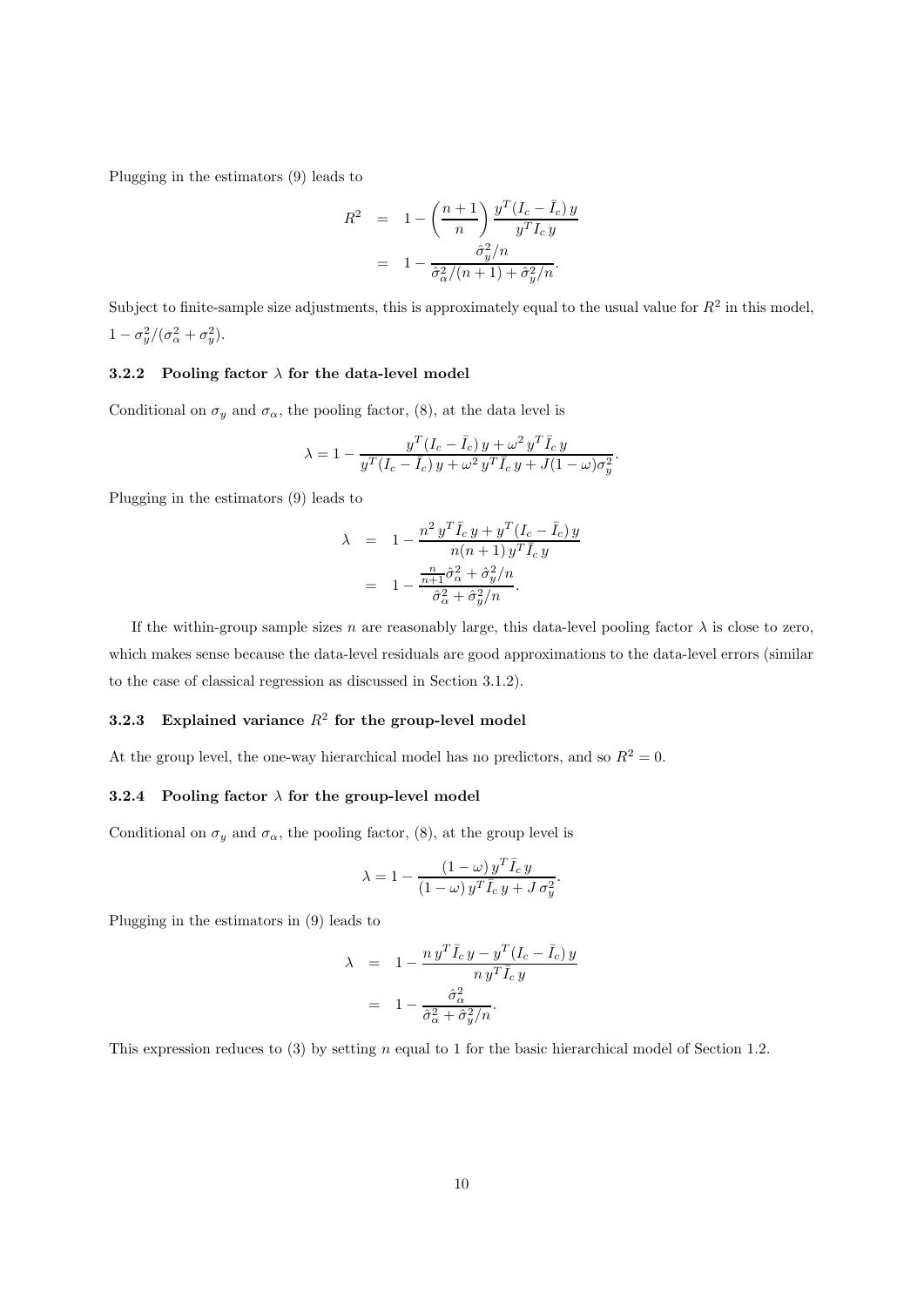Plugging in the estimators (9) leads to

$$
\begin{aligned}
R^2 &= 1 - \left(\frac{n+1}{n}\right) \frac{y^T(I_c - \bar{I}_c)\, y}{y^T I_c\, y} \\
&= 1 - \frac{\hat{\sigma}_y^2/n}{\hat{\sigma}_\alpha^2/(n+1) + \hat{\sigma}_y^2/n}.
\end{aligned}
$$

Subject to finite-sample size adjustments, this is approximately equal to the usual value for $R^2$ in this model, $1 - \sigma_y^2/(\sigma_\alpha^2 + \sigma_y^2)$.

### 3.2.2 Pooling factor $\lambda$ for the data-level model

Conditional on $\sigma_y$ and $\sigma_\alpha$, the pooling factor, (8), at the data level is

$$
\lambda = 1 - \frac{y^T(I_c - \bar{I}_c)\, y + \omega^2\, y^T \bar{I}_c\, y}{y^T(I_c - \bar{I}_c)\, y + \omega^2\, y^T \bar{I}_c\, y + J(1-\omega)\sigma_y^2}.
$$

Plugging in the estimators (9) leads to

$$
\begin{aligned}
\lambda &= 1 - \frac{n^2\, y^T \bar{I}_c\, y + y^T(I_c - \bar{I}_c)\, y}{n(n+1)\, y^T \bar{I}_c\, y} \\
&= 1 - \frac{\frac{n}{n+1}\hat{\sigma}_\alpha^2 + \hat{\sigma}_y^2/n}{\hat{\sigma}_\alpha^2 + \hat{\sigma}_y^2/n}.
\end{aligned}
$$

If the within-group sample sizes $n$ are reasonably large, this data-level pooling factor $\lambda$ is close to zero, which makes sense because the data-level residuals are good approximations to the data-level errors (similar to the case of classical regression as discussed in Section 3.1.2).

### 3.2.3 Explained variance $R^2$ for the group-level model

At the group level, the one-way hierarchical model has no predictors, and so $R^2 = 0$.

### 3.2.4 Pooling factor $\lambda$ for the group-level model

Conditional on $\sigma_y$ and $\sigma_\alpha$, the pooling factor, (8), at the group level is

$$
\lambda = 1 - \frac{(1-\omega)\, y^T \bar{I}_c\, y}{(1-\omega)\, y^T \bar{I}_c\, y + J\, \sigma_y^2}.
$$

Plugging in the estimators in (9) leads to

$$
\begin{aligned}
\lambda &= 1 - \frac{n\, y^T \bar{I}_c\, y - y^T(I_c - \bar{I}_c)\, y}{n\, y^T \bar{I}_c\, y} \\
&= 1 - \frac{\hat{\sigma}_\alpha^2}{\hat{\sigma}_\alpha^2 + \hat{\sigma}_y^2/n}.
\end{aligned}
$$

This expression reduces to (3) by setting $n$ equal to 1 for the basic hierarchical model of Section 1.2.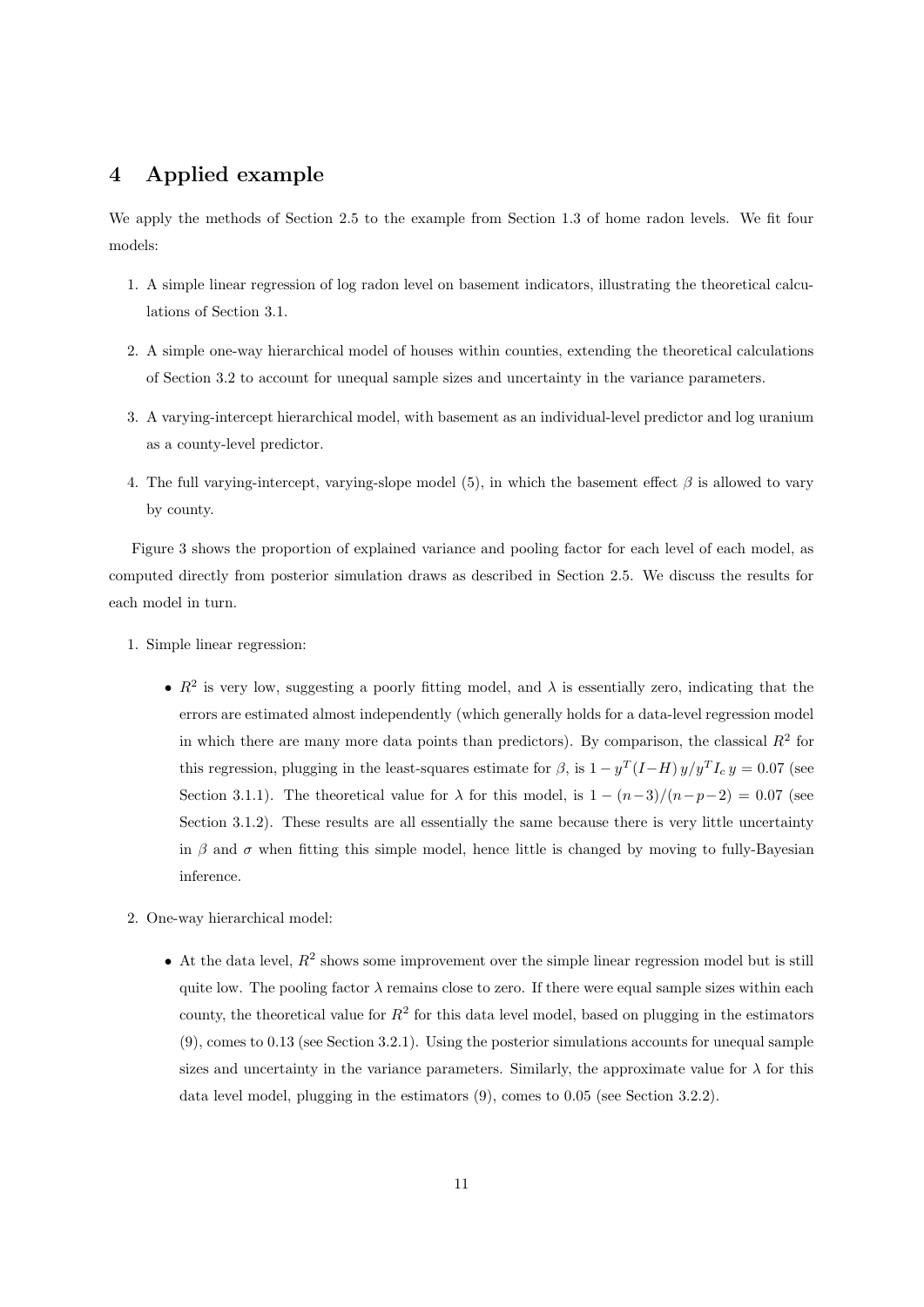# 4 Applied example

We apply the methods of Section 2.5 to the example from Section 1.3 of home radon levels. We fit four models:

1. A simple linear regression of log radon level on basement indicators, illustrating the theoretical calculations of Section 3.1.
2. A simple one-way hierarchical model of houses within counties, extending the theoretical calculations of Section 3.2 to account for unequal sample sizes and uncertainty in the variance parameters.
3. A varying-intercept hierarchical model, with basement as an individual-level predictor and log uranium as a county-level predictor.
4. The full varying-intercept, varying-slope model (5), in which the basement effect $\beta$ is allowed to vary by county.

Figure 3 shows the proportion of explained variance and pooling factor for each level of each model, as computed directly from posterior simulation draws as described in Section 2.5. We discuss the results for each model in turn.

1. Simple linear regression:
    - $R^2$ is very low, suggesting a poorly fitting model, and $\lambda$ is essentially zero, indicating that the errors are estimated almost independently (which generally holds for a data-level regression model in which there are many more data points than predictors). By comparison, the classical $R^2$ for this regression, plugging in the least-squares estimate for $\beta$, is $1 - y^T(I-H)\,y/y^T I_c\, y = 0.07$ (see Section 3.1.1). The theoretical value for $\lambda$ for this model, is $1 - (n-3)/(n-p-2) = 0.07$ (see Section 3.1.2). These results are all essentially the same because there is very little uncertainty in $\beta$ and $\sigma$ when fitting this simple model, hence little is changed by moving to fully-Bayesian inference.

2. One-way hierarchical model:
    - At the data level, $R^2$ shows some improvement over the simple linear regression model but is still quite low. The pooling factor $\lambda$ remains close to zero. If there were equal sample sizes within each county, the theoretical value for $R^2$ for this data level model, based on plugging in the estimators (9), comes to 0.13 (see Section 3.2.1). Using the posterior simulations accounts for unequal sample sizes and uncertainty in the variance parameters. Similarly, the approximate value for $\lambda$ for this data level model, plugging in the estimators (9), comes to 0.05 (see Section 3.2.2).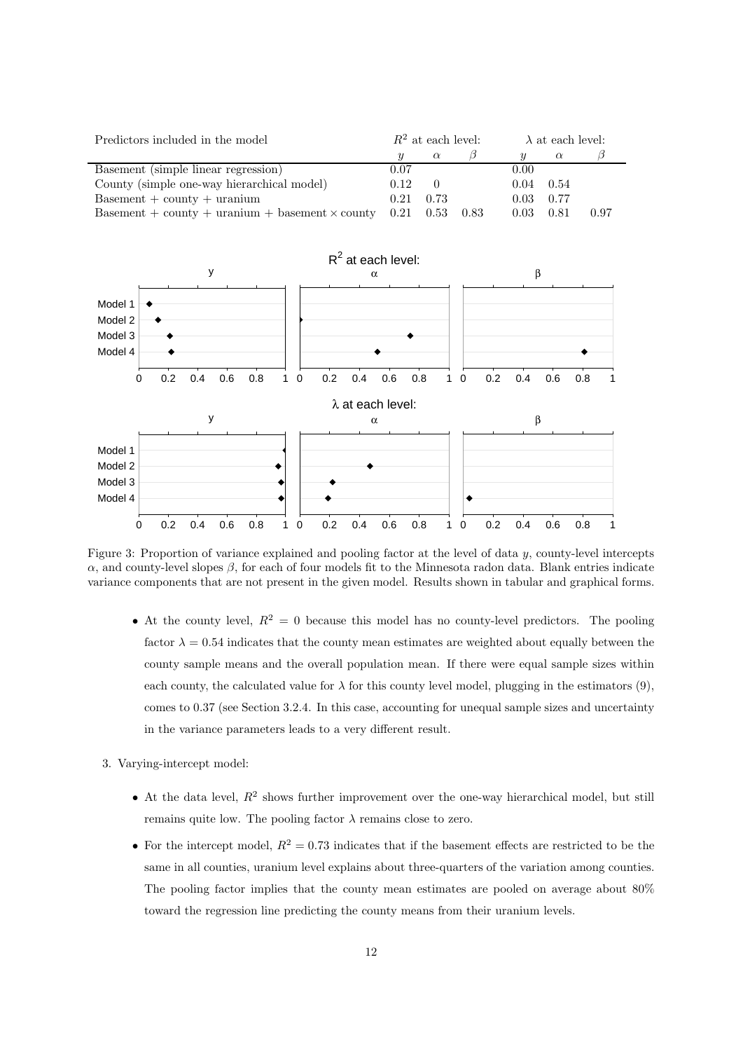| Predictors included in the model | $R^2$ at each level: | | | $\lambda$ at each level: | | |
|---|---|---|---|---|---|---|
| | $y$ | $\alpha$ | $\beta$ | $y$ | $\alpha$ | $\beta$ |
| Basement (simple linear regression) | 0.07 | | | 0.00 | | |
| County (simple one-way hierarchical model) | 0.12 | 0 | | 0.04 | 0.54 | |
| Basement + county + uranium | 0.21 | 0.73 | | 0.03 | 0.77 | |
| Basement + county + uranium + basement $\times$ county | 0.21 | 0.53 | 0.83 | 0.03 | 0.81 | 0.97 |

Figure 3: Proportion of variance explained and pooling factor at the level of data $y$, county-level intercepts $\alpha$, and county-level slopes $\beta$, for each of four models fit to the Minnesota radon data. Blank entries indicate variance components that are not present in the given model. Results shown in tabular and graphical forms.

- At the county level, $R^2 = 0$ because this model has no county-level predictors. The pooling factor $\lambda = 0.54$ indicates that the county mean estimates are weighted about equally between the county sample means and the overall population mean. If there were equal sample sizes within each county, the calculated value for $\lambda$ for this county level model, plugging in the estimators (9), comes to 0.37 (see Section 3.2.4. In this case, accounting for unequal sample sizes and uncertainty in the variance parameters leads to a very different result.

3. Varying-intercept model:

- At the data level, $R^2$ shows further improvement over the one-way hierarchical model, but still remains quite low. The pooling factor $\lambda$ remains close to zero.
- For the intercept model, $R^2 = 0.73$ indicates that if the basement effects are restricted to be the same in all counties, uranium level explains about three-quarters of the variation among counties. The pooling factor implies that the county mean estimates are pooled on average about 80% toward the regression line predicting the county means from their uranium levels.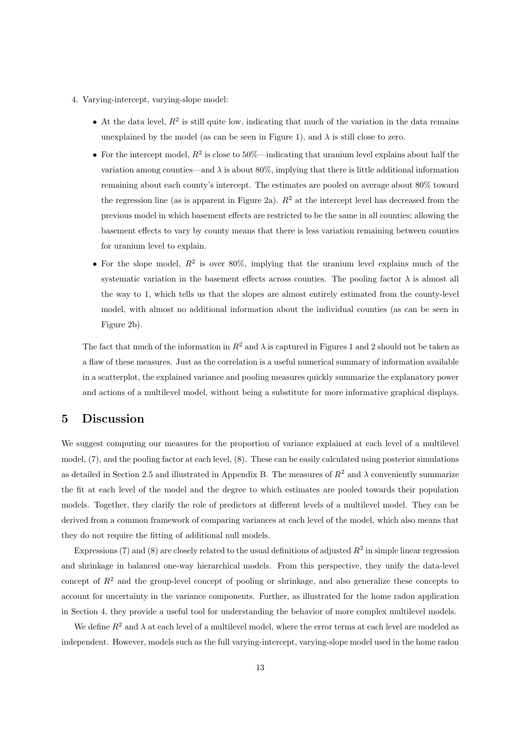4. Varying-intercept, varying-slope model:

   - At the data level, $R^2$ is still quite low, indicating that much of the variation in the data remains unexplained by the model (as can be seen in Figure 1), and $\lambda$ is still close to zero.
   - For the intercept model, $R^2$ is close to 50%—indicating that uranium level explains about half the variation among counties—and $\lambda$ is about 80%, implying that there is little additional information remaining about each county's intercept. The estimates are pooled on average about 80% toward the regression line (as is apparent in Figure 2a). $R^2$ at the intercept level has decreased from the previous model in which basement effects are restricted to be the same in all counties; allowing the basement effects to vary by county means that there is less variation remaining between counties for uranium level to explain.
   - For the slope model, $R^2$ is over 80%, implying that the uranium level explains much of the systematic variation in the basement effects across counties. The pooling factor $\lambda$ is almost all the way to 1, which tells us that the slopes are almost entirely estimated from the county-level model, with almost no additional information about the individual counties (as can be seen in Figure 2b).

The fact that much of the information in $R^2$ and $\lambda$ is captured in Figures 1 and 2 should not be taken as a flaw of these measures. Just as the correlation is a useful numerical summary of information available in a scatterplot, the explained variance and pooling measures quickly summarize the explanatory power and actions of a multilevel model, without being a substitute for more informative graphical displays.

# 5 Discussion

We suggest computing our measures for the proportion of variance explained at each level of a multilevel model, (7), and the pooling factor at each level, (8). These can be easily calculated using posterior simulations as detailed in Section 2.5 and illustrated in Appendix B. The measures of $R^2$ and $\lambda$ conveniently summarize the fit at each level of the model and the degree to which estimates are pooled towards their population models. Together, they clarify the role of predictors at different levels of a multilevel model. They can be derived from a common framework of comparing variances at each level of the model, which also means that they do not require the fitting of additional null models.

Expressions (7) and (8) are closely related to the usual definitions of adjusted $R^2$ in simple linear regression and shrinkage in balanced one-way hierarchical models. From this perspective, they unify the data-level concept of $R^2$ and the group-level concept of pooling or shrinkage, and also generalize these concepts to account for uncertainty in the variance components. Further, as illustrated for the home radon application in Section 4, they provide a useful tool for understanding the behavior of more complex multilevel models.

We define $R^2$ and $\lambda$ at each level of a multilevel model, where the error terms at each level are modeled as independent. However, models such as the full varying-intercept, varying-slope model used in the home radon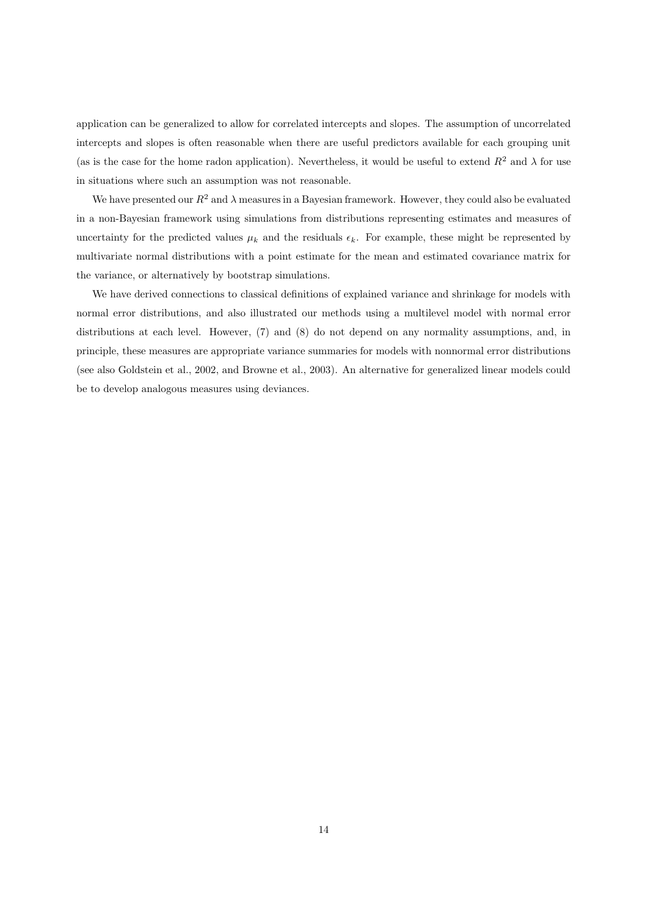application can be generalized to allow for correlated intercepts and slopes. The assumption of uncorrelated intercepts and slopes is often reasonable when there are useful predictors available for each grouping unit (as is the case for the home radon application). Nevertheless, it would be useful to extend $R^2$ and $\lambda$ for use in situations where such an assumption was not reasonable.

We have presented our $R^2$ and $\lambda$ measures in a Bayesian framework. However, they could also be evaluated in a non-Bayesian framework using simulations from distributions representing estimates and measures of uncertainty for the predicted values $\mu_k$ and the residuals $\epsilon_k$. For example, these might be represented by multivariate normal distributions with a point estimate for the mean and estimated covariance matrix for the variance, or alternatively by bootstrap simulations.

We have derived connections to classical definitions of explained variance and shrinkage for models with normal error distributions, and also illustrated our methods using a multilevel model with normal error distributions at each level. However, (7) and (8) do not depend on any normality assumptions, and, in principle, these measures are appropriate variance summaries for models with nonnormal error distributions (see also Goldstein et al., 2002, and Browne et al., 2003). An alternative for generalized linear models could be to develop analogous measures using deviances.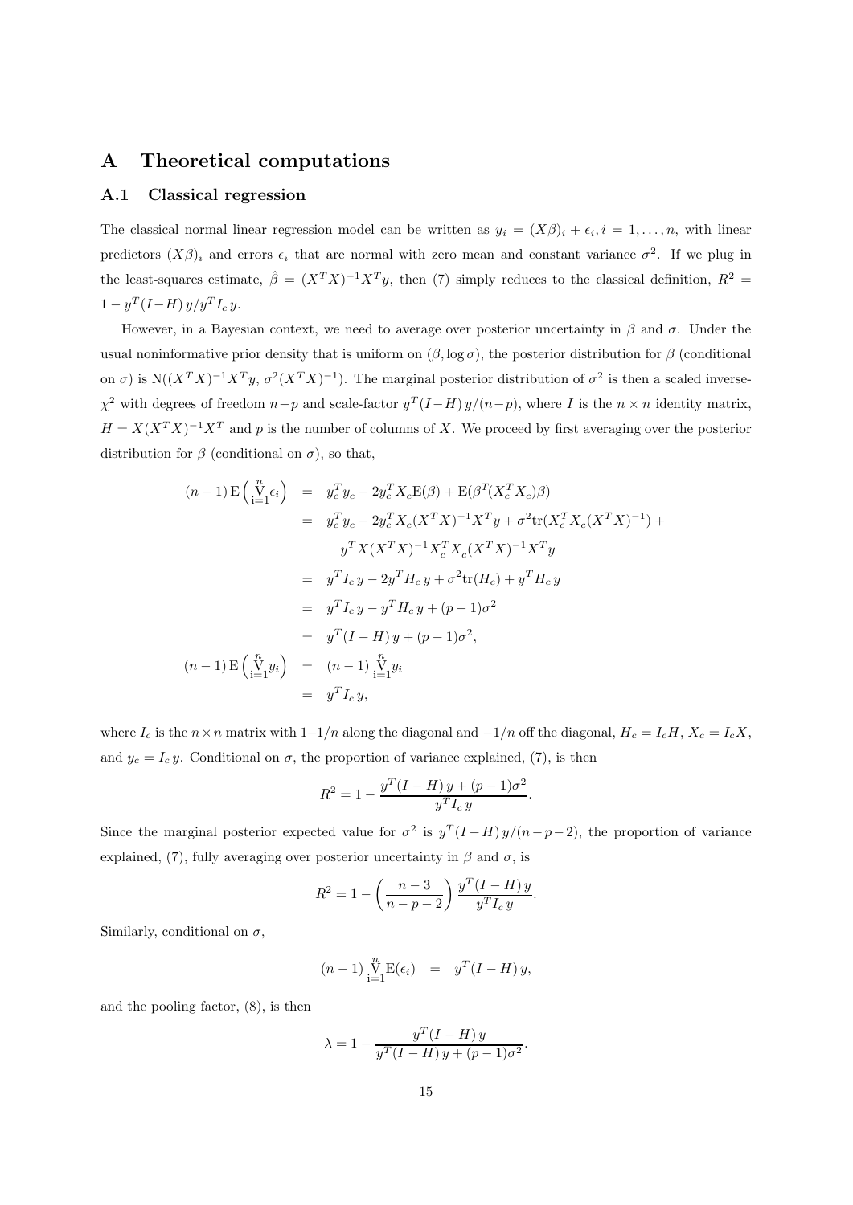# A Theoretical computations

## A.1 Classical regression

The classical normal linear regression model can be written as $y_i = (X\beta)_i + \epsilon_i, i = 1, \ldots, n$, with linear predictors $(X\beta)_i$ and errors $\epsilon_i$ that are normal with zero mean and constant variance $\sigma^2$. If we plug in the least-squares estimate, $\hat{\beta} = (X^T X)^{-1} X^T y$, then (7) simply reduces to the classical definition, $R^2 = 1 - y^T (I - H)\, y / y^T I_c\, y$.

However, in a Bayesian context, we need to average over posterior uncertainty in $\beta$ and $\sigma$. Under the usual noninformative prior density that is uniform on $(\beta, \log \sigma)$, the posterior distribution for $\beta$ (conditional on $\sigma$) is $\mathrm{N}((X^T X)^{-1} X^T y,\, \sigma^2 (X^T X)^{-1})$. The marginal posterior distribution of $\sigma^2$ is then a scaled inverse-$\chi^2$ with degrees of freedom $n-p$ and scale-factor $y^T (I - H)\, y/(n-p)$, where $I$ is the $n \times n$ identity matrix, $H = X(X^T X)^{-1} X^T$ and $p$ is the number of columns of $X$. We proceed by first averaging over the posterior distribution for $\beta$ (conditional on $\sigma$), so that,

$$
\begin{aligned}
(n-1)\,\mathrm{E}\left(\mathop{\mathrm{V}}_{i=1}^{n} \epsilon_i\right) &= y_c^T y_c - 2 y_c^T X_c \mathrm{E}(\beta) + \mathrm{E}(\beta^T (X_c^T X_c) \beta) \\
&= y_c^T y_c - 2 y_c^T X_c (X^T X)^{-1} X^T y + \sigma^2 \mathrm{tr}(X_c^T X_c (X^T X)^{-1}) + \\
&\qquad y^T X (X^T X)^{-1} X_c^T X_c (X^T X)^{-1} X^T y \\
&= y^T I_c\, y - 2 y^T H_c\, y + \sigma^2 \mathrm{tr}(H_c) + y^T H_c\, y \\
&= y^T I_c\, y - y^T H_c\, y + (p-1)\sigma^2 \\
&= y^T (I - H)\, y + (p-1)\sigma^2, \\
(n-1)\,\mathrm{E}\left(\mathop{\mathrm{V}}_{i=1}^{n} y_i\right) &= (n-1) \mathop{\mathrm{V}}_{i=1}^{n} y_i \\
&= y^T I_c\, y,
\end{aligned}
$$

where $I_c$ is the $n \times n$ matrix with $1 - 1/n$ along the diagonal and $-1/n$ off the diagonal, $H_c = I_c H$, $X_c = I_c X$, and $y_c = I_c\, y$. Conditional on $\sigma$, the proportion of variance explained, (7), is then

$$
R^2 = 1 - \frac{y^T (I - H)\, y + (p-1)\sigma^2}{y^T I_c\, y}.
$$

Since the marginal posterior expected value for $\sigma^2$ is $y^T (I - H)\, y/(n - p - 2)$, the proportion of variance explained, (7), fully averaging over posterior uncertainty in $\beta$ and $\sigma$, is

$$
R^2 = 1 - \left(\frac{n-3}{n-p-2}\right) \frac{y^T (I - H)\, y}{y^T I_c\, y}.
$$

Similarly, conditional on $\sigma$,

$$
(n-1) \mathop{\mathrm{V}}_{i=1}^{n} \mathrm{E}(\epsilon_i) = y^T (I - H)\, y,
$$

and the pooling factor, (8), is then

$$
\lambda = 1 - \frac{y^T (I - H)\, y}{y^T (I - H)\, y + (p-1)\sigma^2}.
$$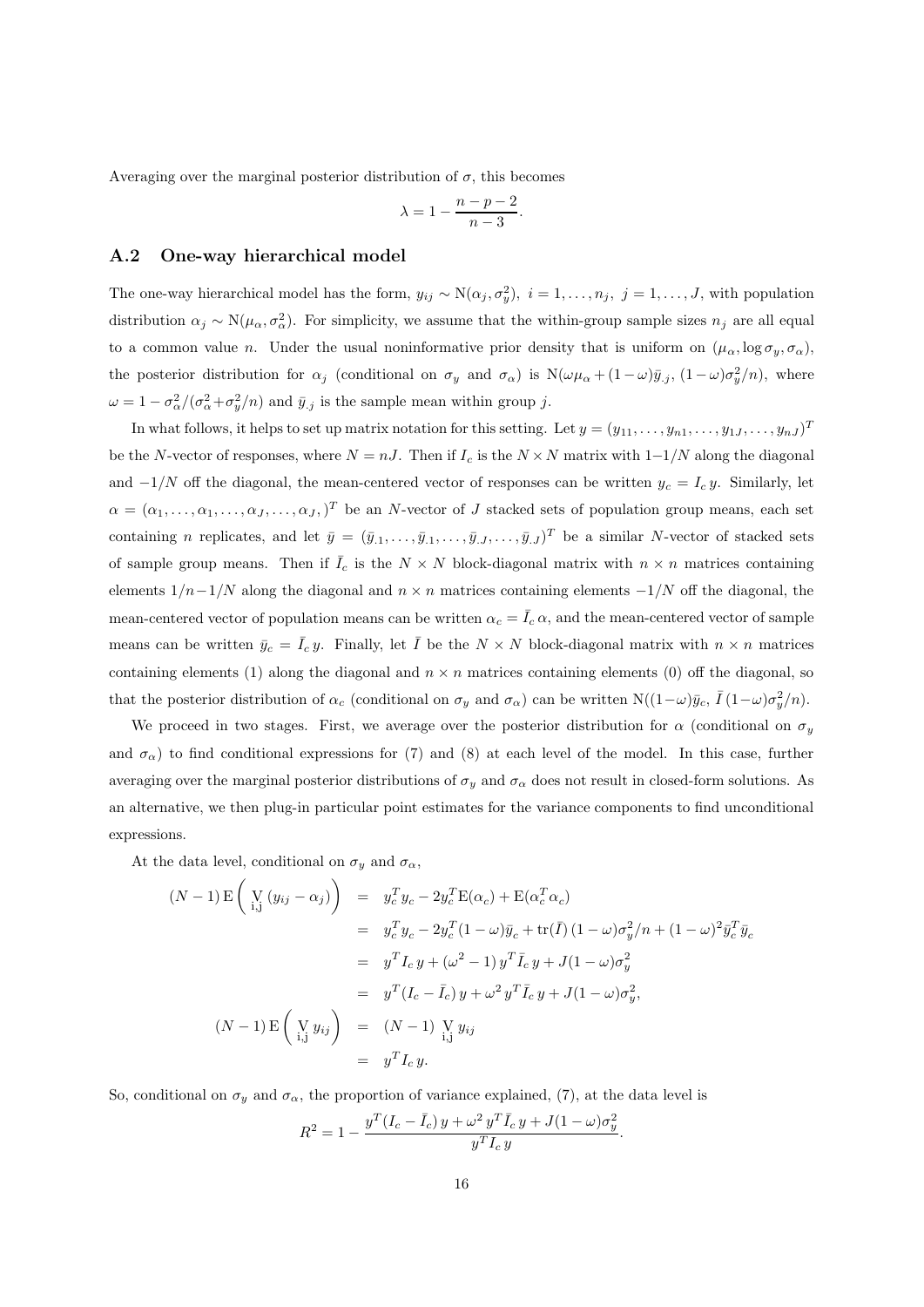Averaging over the marginal posterior distribution of $\sigma$, this becomes

$$\lambda = 1 - \frac{n-p-2}{n-3}.$$

## A.2 One-way hierarchical model

The one-way hierarchical model has the form, $y_{ij} \sim \text{N}(\alpha_j, \sigma_y^2),\ i = 1, \ldots, n_j,\ j = 1, \ldots, J$, with population distribution $\alpha_j \sim \text{N}(\mu_\alpha, \sigma_\alpha^2)$. For simplicity, we assume that the within-group sample sizes $n_j$ are all equal to a common value $n$. Under the usual noninformative prior density that is uniform on $(\mu_\alpha, \log \sigma_y, \sigma_\alpha)$, the posterior distribution for $\alpha_j$ (conditional on $\sigma_y$ and $\sigma_\alpha$) is $\text{N}(\omega\mu_\alpha + (1-\omega)\bar{y}_{.j},\ (1-\omega)\sigma_y^2/n)$, where $\omega = 1 - \sigma_\alpha^2/(\sigma_\alpha^2 + \sigma_y^2/n)$ and $\bar{y}_{.j}$ is the sample mean within group $j$.

In what follows, it helps to set up matrix notation for this setting. Let $y = (y_{11}, \ldots, y_{n1}, \ldots, y_{1J}, \ldots, y_{nJ})^T$ be the $N$-vector of responses, where $N = nJ$. Then if $I_c$ is the $N \times N$ matrix with $1-1/N$ along the diagonal and $-1/N$ off the diagonal, the mean-centered vector of responses can be written $y_c = I_c\, y$. Similarly, let $\alpha = (\alpha_1, \ldots, \alpha_1, \ldots, \alpha_J, \ldots, \alpha_J,)^T$ be an $N$-vector of $J$ stacked sets of population group means, each set containing $n$ replicates, and let $\bar{y} = (\bar{y}_{.1}, \ldots, \bar{y}_{.1}, \ldots, \bar{y}_{.J}, \ldots, \bar{y}_{.J})^T$ be a similar $N$-vector of stacked sets of sample group means. Then if $\bar{I}_c$ is the $N \times N$ block-diagonal matrix with $n \times n$ matrices containing elements $1/n - 1/N$ along the diagonal and $n \times n$ matrices containing elements $-1/N$ off the diagonal, the mean-centered vector of population means can be written $\alpha_c = \bar{I}_c\, \alpha$, and the mean-centered vector of sample means can be written $\bar{y}_c = \bar{I}_c\, y$. Finally, let $\bar{I}$ be the $N \times N$ block-diagonal matrix with $n \times n$ matrices containing elements (1) along the diagonal and $n \times n$ matrices containing elements (0) off the diagonal, so that the posterior distribution of $\alpha_c$ (conditional on $\sigma_y$ and $\sigma_\alpha$) can be written $\text{N}((1-\omega)\bar{y}_c,\ \bar{I}\,(1-\omega)\sigma_y^2/n)$.

We proceed in two stages. First, we average over the posterior distribution for $\alpha$ (conditional on $\sigma_y$ and $\sigma_\alpha$) to find conditional expressions for (7) and (8) at each level of the model. In this case, further averaging over the marginal posterior distributions of $\sigma_y$ and $\sigma_\alpha$ does not result in closed-form solutions. As an alternative, we then plug-in particular point estimates for the variance components to find unconditional expressions.

At the data level, conditional on $\sigma_y$ and $\sigma_\alpha$,

$$
\begin{aligned}
(N-1)\,\text{E}\left( \underset{\text{i,j}}{\text{V}}\,(y_{ij} - \alpha_j) \right) &= y_c^T y_c - 2y_c^T \text{E}(\alpha_c) + \text{E}(\alpha_c^T \alpha_c) \\
&= y_c^T y_c - 2y_c^T (1-\omega)\bar{y}_c + \text{tr}(\bar{I})\,(1-\omega)\sigma_y^2/n + (1-\omega)^2 \bar{y}_c^T \bar{y}_c \\
&= y^T I_c\, y + (\omega^2 - 1)\, y^T \bar{I}_c\, y + J(1-\omega)\sigma_y^2 \\
&= y^T (I_c - \bar{I}_c)\, y + \omega^2\, y^T \bar{I}_c\, y + J(1-\omega)\sigma_y^2, \\
(N-1)\,\text{E}\left( \underset{\text{i,j}}{\text{V}}\, y_{ij} \right) &= (N-1)\ \underset{\text{i,j}}{\text{V}}\, y_{ij} \\
&= y^T I_c\, y.
\end{aligned}
$$

So, conditional on $\sigma_y$ and $\sigma_\alpha$, the proportion of variance explained, (7), at the data level is

$$R^2 = 1 - \frac{y^T (I_c - \bar{I}_c)\, y + \omega^2\, y^T \bar{I}_c\, y + J(1-\omega)\sigma_y^2}{y^T I_c\, y}.$$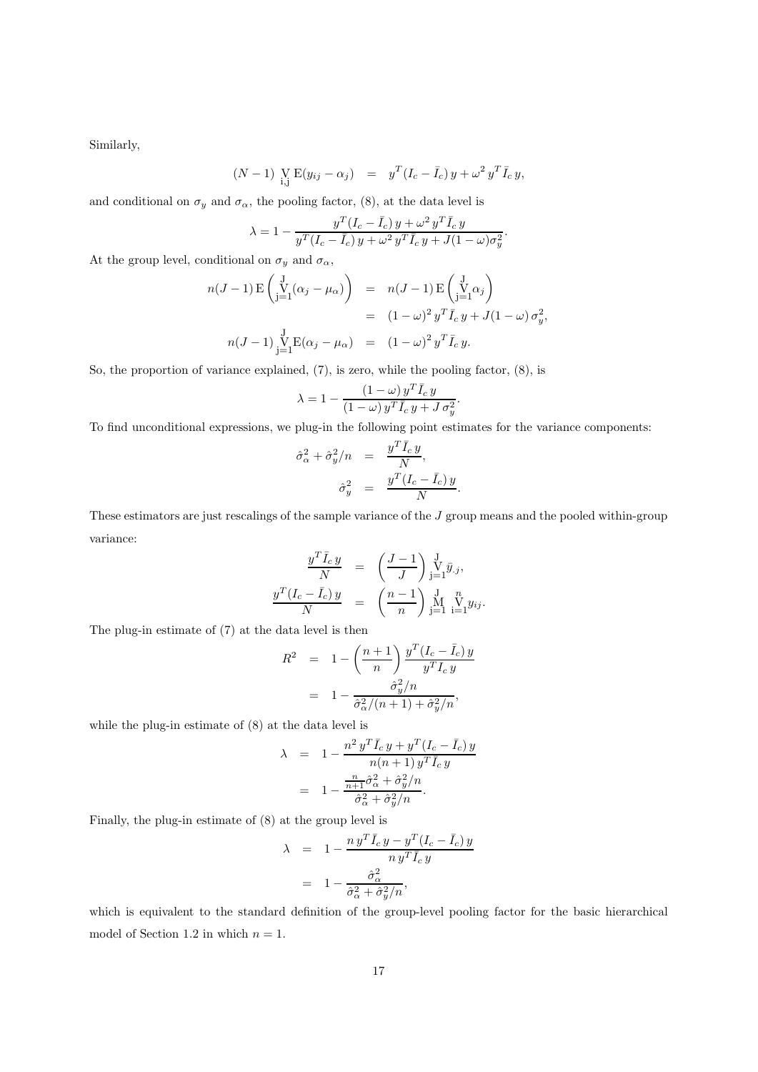Similarly,

$$(N-1) \underset{\text{i,j}}{\text{V}} \text{E}(y_{ij} - \alpha_j) \quad = \quad y^T(I_c - \bar{I}_c)\, y + \omega^2\, y^T \bar{I}_c\, y,$$

and conditional on $\sigma_y$ and $\sigma_\alpha$, the pooling factor, (8), at the data level is

$$\lambda = 1 - \frac{y^T(I_c - \bar{I}_c)\, y + \omega^2\, y^T \bar{I}_c\, y}{y^T(I_c - \bar{I}_c)\, y + \omega^2\, y^T \bar{I}_c\, y + J(1-\omega)\sigma_y^2}.$$

At the group level, conditional on $\sigma_y$ and $\sigma_\alpha$,

$$\begin{aligned}
n(J-1)\,\text{E}\left(\underset{\text{j=1}}{\overset{\text{J}}{\text{V}}}(\alpha_j - \mu_\alpha)\right) &= n(J-1)\,\text{E}\left(\underset{\text{j=1}}{\overset{\text{J}}{\text{V}}}\alpha_j\right) \\
&= (1-\omega)^2\, y^T \bar{I}_c\, y + J(1-\omega)\,\sigma_y^2, \\
n(J-1) \underset{\text{j=1}}{\overset{\text{J}}{\text{V}}} \text{E}(\alpha_j - \mu_\alpha) &= (1-\omega)^2\, y^T \bar{I}_c\, y.
\end{aligned}$$

So, the proportion of variance explained, (7), is zero, while the pooling factor, (8), is

$$\lambda = 1 - \frac{(1-\omega)\, y^T \bar{I}_c\, y}{(1-\omega)\, y^T \bar{I}_c\, y + J\,\sigma_y^2}.$$

To find unconditional expressions, we plug-in the following point estimates for the variance components:

$$\begin{aligned}
\hat{\sigma}_\alpha^2 + \hat{\sigma}_y^2/n &= \frac{y^T \bar{I}_c\, y}{N}, \\
\hat{\sigma}_y^2 &= \frac{y^T(I_c - \bar{I}_c)\, y}{N}.
\end{aligned}$$

These estimators are just rescalings of the sample variance of the $J$ group means and the pooled within-group variance:

$$\begin{aligned}
\frac{y^T \bar{I}_c\, y}{N} &= \left(\frac{J-1}{J}\right) \underset{\text{j=1}}{\overset{\text{J}}{\text{V}}} \bar{y}_{.j}, \\
\frac{y^T(I_c - \bar{I}_c)\, y}{N} &= \left(\frac{n-1}{n}\right) \underset{\text{j=1}}{\overset{\text{J}}{\text{M}}} \underset{\text{i=1}}{\overset{n}{\text{V}}} y_{ij}.
\end{aligned}$$

The plug-in estimate of (7) at the data level is then

$$\begin{aligned}
R^2 &= 1 - \left(\frac{n+1}{n}\right) \frac{y^T(I_c - \bar{I}_c)\, y}{y^T I_c\, y} \\
&= 1 - \frac{\hat{\sigma}_y^2/n}{\hat{\sigma}_\alpha^2/(n+1) + \hat{\sigma}_y^2/n},
\end{aligned}$$

while the plug-in estimate of (8) at the data level is

$$\begin{aligned}
\lambda &= 1 - \frac{n^2\, y^T \bar{I}_c\, y + y^T(I_c - \bar{I}_c)\, y}{n(n+1)\, y^T \bar{I}_c\, y} \\
&= 1 - \frac{\frac{n}{n+1}\hat{\sigma}_\alpha^2 + \hat{\sigma}_y^2/n}{\hat{\sigma}_\alpha^2 + \hat{\sigma}_y^2/n}.
\end{aligned}$$

Finally, the plug-in estimate of (8) at the group level is

$$\begin{aligned}
\lambda &= 1 - \frac{n\, y^T \bar{I}_c\, y - y^T(I_c - \bar{I}_c)\, y}{n\, y^T \bar{I}_c\, y} \\
&= 1 - \frac{\hat{\sigma}_\alpha^2}{\hat{\sigma}_\alpha^2 + \hat{\sigma}_y^2/n},
\end{aligned}$$

which is equivalent to the standard definition of the group-level pooling factor for the basic hierarchical model of Section 1.2 in which $n = 1$.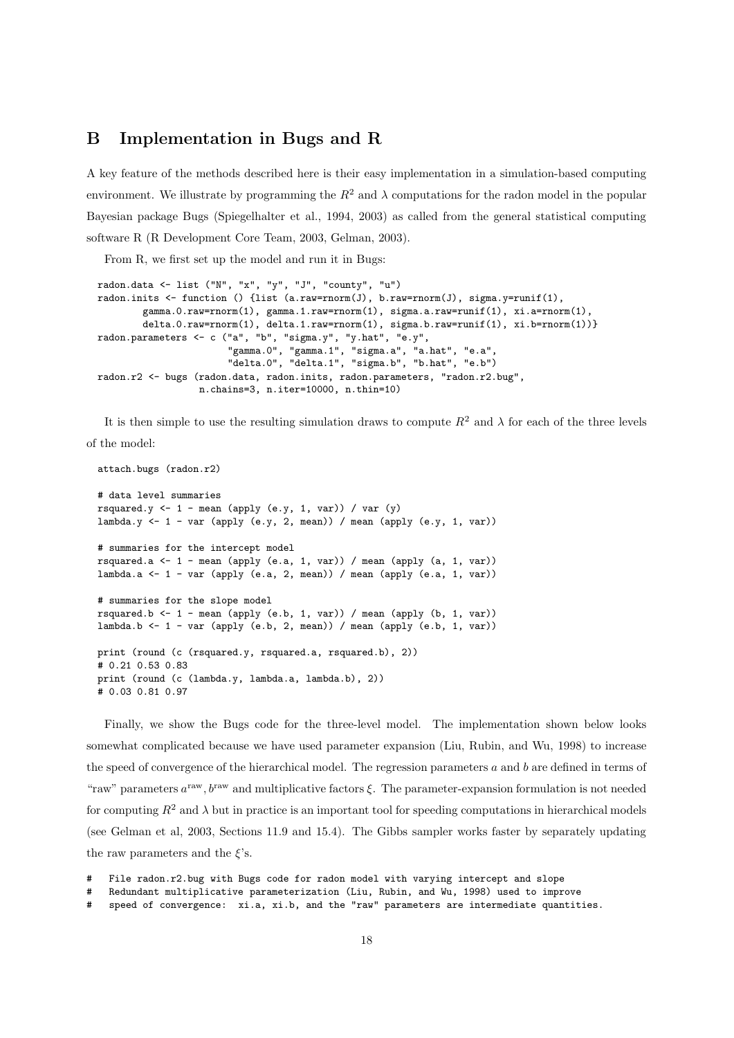## B Implementation in Bugs and R

A key feature of the methods described here is their easy implementation in a simulation-based computing environment. We illustrate by programming the $R^2$ and $\lambda$ computations for the radon model in the popular Bayesian package Bugs (Spiegelhalter et al., 1994, 2003) as called from the general statistical computing software R (R Development Core Team, 2003, Gelman, 2003).

From R, we first set up the model and run it in Bugs:

```
radon.data <- list ("N", "x", "y", "J", "county", "u")
radon.inits <- function () {list (a.raw=rnorm(J), b.raw=rnorm(J), sigma.y=runif(1),
        gamma.0.raw=rnorm(1), gamma.1.raw=rnorm(1), sigma.a.raw=runif(1), xi.a=rnorm(1),
        delta.0.raw=rnorm(1), delta.1.raw=rnorm(1), sigma.b.raw=runif(1), xi.b=rnorm(1))}
radon.parameters <- c ("a", "b", "sigma.y", "y.hat", "e.y",
                       "gamma.0", "gamma.1", "sigma.a", "a.hat", "e.a",
                       "delta.0", "delta.1", "sigma.b", "b.hat", "e.b")
radon.r2 <- bugs (radon.data, radon.inits, radon.parameters, "radon.r2.bug",
                  n.chains=3, n.iter=10000, n.thin=10)
```

It is then simple to use the resulting simulation draws to compute $R^2$ and $\lambda$ for each of the three levels of the model:

```
attach.bugs (radon.r2)

# data level summaries
rsquared.y <- 1 - mean (apply (e.y, 1, var)) / var (y)
lambda.y <- 1 - var (apply (e.y, 2, mean)) / mean (apply (e.y, 1, var))

# summaries for the intercept model
rsquared.a <- 1 - mean (apply (e.a, 1, var)) / mean (apply (a, 1, var))
lambda.a <- 1 - var (apply (e.a, 2, mean)) / mean (apply (e.a, 1, var))

# summaries for the slope model
rsquared.b <- 1 - mean (apply (e.b, 1, var)) / mean (apply (b, 1, var))
lambda.b <- 1 - var (apply (e.b, 2, mean)) / mean (apply (e.b, 1, var))

print (round (c (rsquared.y, rsquared.a, rsquared.b), 2))
# 0.21 0.53 0.83
print (round (c (lambda.y, lambda.a, lambda.b), 2))
# 0.03 0.81 0.97
```

Finally, we show the Bugs code for the three-level model. The implementation shown below looks somewhat complicated because we have used parameter expansion (Liu, Rubin, and Wu, 1998) to increase the speed of convergence of the hierarchical model. The regression parameters $a$ and $b$ are defined in terms of "raw" parameters $a^{\text{raw}}, b^{\text{raw}}$ and multiplicative factors $\xi$. The parameter-expansion formulation is not needed for computing $R^2$ and $\lambda$ but in practice is an important tool for speeding computations in hierarchical models (see Gelman et al, 2003, Sections 11.9 and 15.4). The Gibbs sampler works faster by separately updating the raw parameters and the $\xi$'s.

```
#   File radon.r2.bug with Bugs code for radon model with varying intercept and slope
#   Redundant multiplicative parameterization (Liu, Rubin, and Wu, 1998) used to improve
#   speed of convergence:  xi.a, xi.b, and the "raw" parameters are intermediate quantities.
```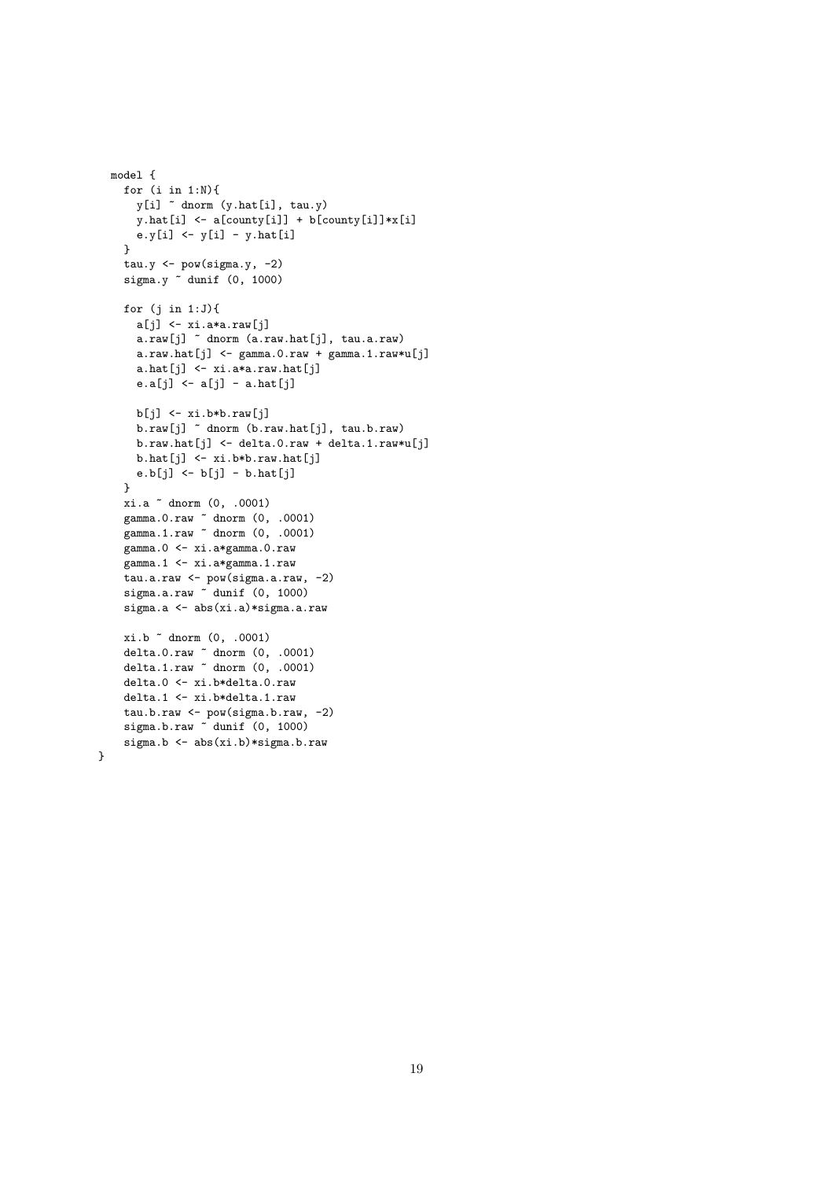```
  model {
    for (i in 1:N){
      y[i] ~ dnorm (y.hat[i], tau.y)
      y.hat[i] <- a[county[i]] + b[county[i]]*x[i]
      e.y[i] <- y[i] - y.hat[i]
    }
    tau.y <- pow(sigma.y, -2)
    sigma.y ~ dunif (0, 1000)

    for (j in 1:J){
      a[j] <- xi.a*a.raw[j]
      a.raw[j] ~ dnorm (a.raw.hat[j], tau.a.raw)
      a.raw.hat[j] <- gamma.0.raw + gamma.1.raw*u[j]
      a.hat[j] <- xi.a*a.raw.hat[j]
      e.a[j] <- a[j] - a.hat[j]

      b[j] <- xi.b*b.raw[j]
      b.raw[j] ~ dnorm (b.raw.hat[j], tau.b.raw)
      b.raw.hat[j] <- delta.0.raw + delta.1.raw*u[j]
      b.hat[j] <- xi.b*b.raw.hat[j]
      e.b[j] <- b[j] - b.hat[j]
    }
    xi.a ~ dnorm (0, .0001)
    gamma.0.raw ~ dnorm (0, .0001)
    gamma.1.raw ~ dnorm (0, .0001)
    gamma.0 <- xi.a*gamma.0.raw
    gamma.1 <- xi.a*gamma.1.raw
    tau.a.raw <- pow(sigma.a.raw, -2)
    sigma.a.raw ~ dunif (0, 1000)
    sigma.a <- abs(xi.a)*sigma.a.raw

    xi.b ~ dnorm (0, .0001)
    delta.0.raw ~ dnorm (0, .0001)
    delta.1.raw ~ dnorm (0, .0001)
    delta.0 <- xi.b*delta.0.raw
    delta.1 <- xi.b*delta.1.raw
    tau.b.raw <- pow(sigma.b.raw, -2)
    sigma.b.raw ~ dunif (0, 1000)
    sigma.b <- abs(xi.b)*sigma.b.raw
}
```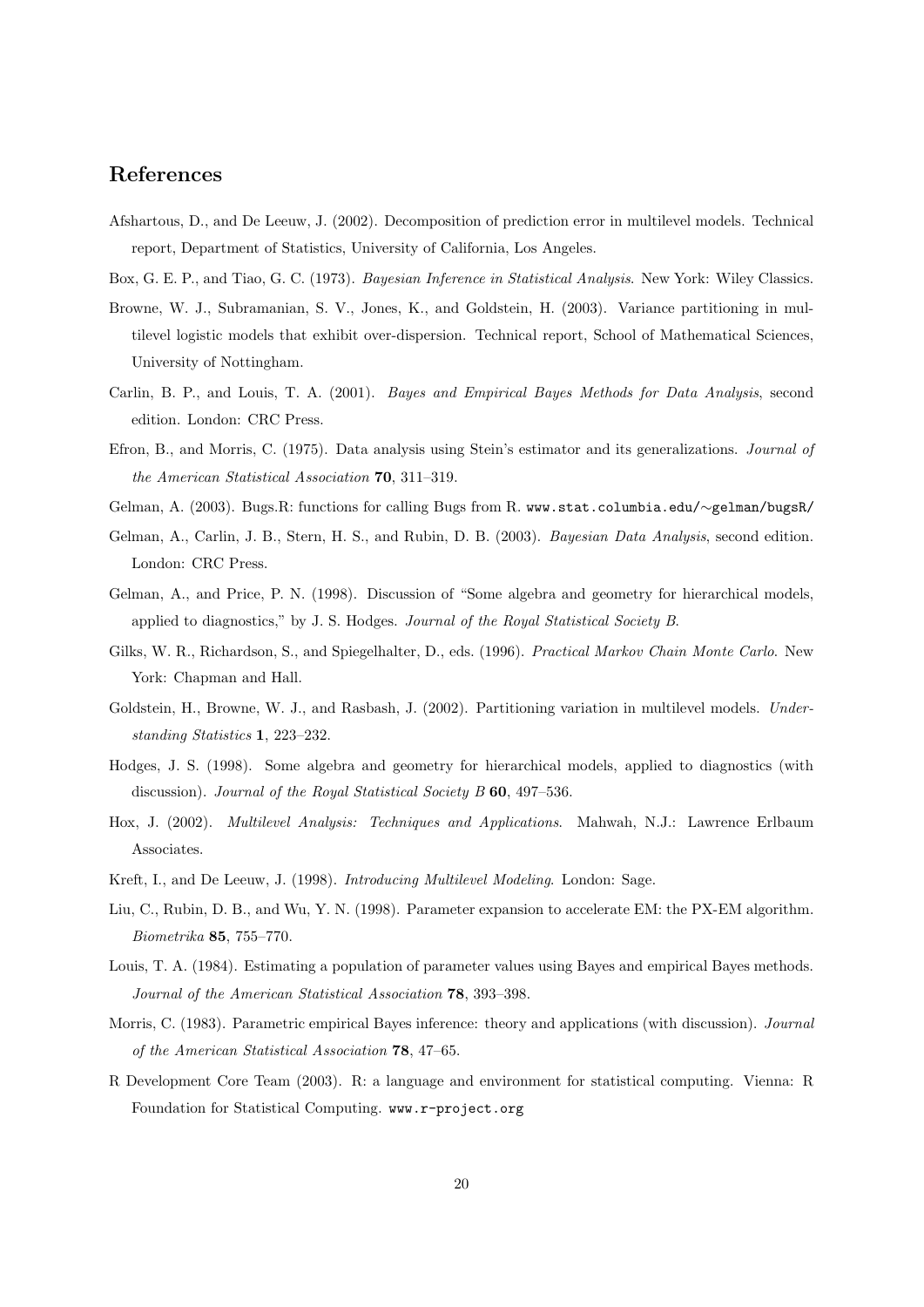## References

Afshartous, D., and De Leeuw, J. (2002). Decomposition of prediction error in multilevel models. Technical report, Department of Statistics, University of California, Los Angeles.

Box, G. E. P., and Tiao, G. C. (1973). *Bayesian Inference in Statistical Analysis*. New York: Wiley Classics.

Browne, W. J., Subramanian, S. V., Jones, K., and Goldstein, H. (2003). Variance partitioning in multilevel logistic models that exhibit over-dispersion. Technical report, School of Mathematical Sciences, University of Nottingham.

Carlin, B. P., and Louis, T. A. (2001). *Bayes and Empirical Bayes Methods for Data Analysis*, second edition. London: CRC Press.

Efron, B., and Morris, C. (1975). Data analysis using Stein's estimator and its generalizations. *Journal of the American Statistical Association* **70**, 311–319.

Gelman, A. (2003). Bugs.R: functions for calling Bugs from R. `www.stat.columbia.edu/~gelman/bugsR/`

Gelman, A., Carlin, J. B., Stern, H. S., and Rubin, D. B. (2003). *Bayesian Data Analysis*, second edition. London: CRC Press.

Gelman, A., and Price, P. N. (1998). Discussion of "Some algebra and geometry for hierarchical models, applied to diagnostics," by J. S. Hodges. *Journal of the Royal Statistical Society B*.

Gilks, W. R., Richardson, S., and Spiegelhalter, D., eds. (1996). *Practical Markov Chain Monte Carlo*. New York: Chapman and Hall.

Goldstein, H., Browne, W. J., and Rasbash, J. (2002). Partitioning variation in multilevel models. *Understanding Statistics* **1**, 223–232.

Hodges, J. S. (1998). Some algebra and geometry for hierarchical models, applied to diagnostics (with discussion). *Journal of the Royal Statistical Society B* **60**, 497–536.

Hox, J. (2002). *Multilevel Analysis: Techniques and Applications*. Mahwah, N.J.: Lawrence Erlbaum Associates.

Kreft, I., and De Leeuw, J. (1998). *Introducing Multilevel Modeling*. London: Sage.

Liu, C., Rubin, D. B., and Wu, Y. N. (1998). Parameter expansion to accelerate EM: the PX-EM algorithm. *Biometrika* **85**, 755–770.

Louis, T. A. (1984). Estimating a population of parameter values using Bayes and empirical Bayes methods. *Journal of the American Statistical Association* **78**, 393–398.

Morris, C. (1983). Parametric empirical Bayes inference: theory and applications (with discussion). *Journal of the American Statistical Association* **78**, 47–65.

R Development Core Team (2003). R: a language and environment for statistical computing. Vienna: R Foundation for Statistical Computing. `www.r-project.org`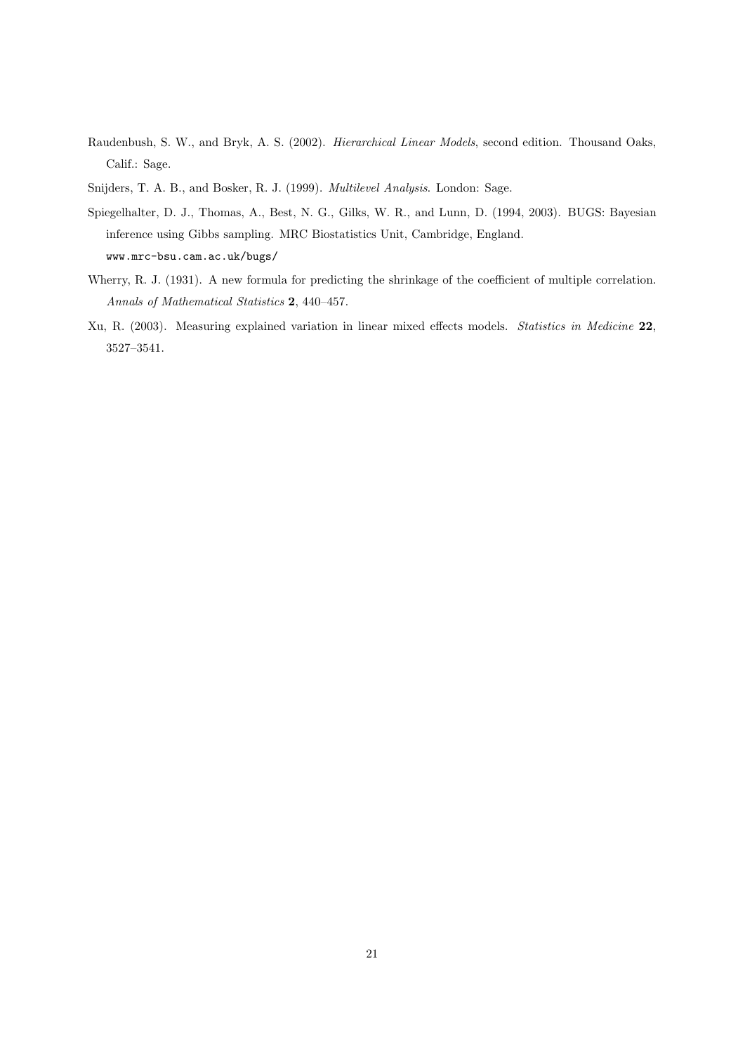Raudenbush, S. W., and Bryk, A. S. (2002). *Hierarchical Linear Models*, second edition. Thousand Oaks, Calif.: Sage.

Snijders, T. A. B., and Bosker, R. J. (1999). *Multilevel Analysis*. London: Sage.

Spiegelhalter, D. J., Thomas, A., Best, N. G., Gilks, W. R., and Lunn, D. (1994, 2003). BUGS: Bayesian inference using Gibbs sampling. MRC Biostatistics Unit, Cambridge, England. www.mrc-bsu.cam.ac.uk/bugs/

Wherry, R. J. (1931). A new formula for predicting the shrinkage of the coefficient of multiple correlation. *Annals of Mathematical Statistics* **2**, 440–457.

Xu, R. (2003). Measuring explained variation in linear mixed effects models. *Statistics in Medicine* **22**, 3527–3541.